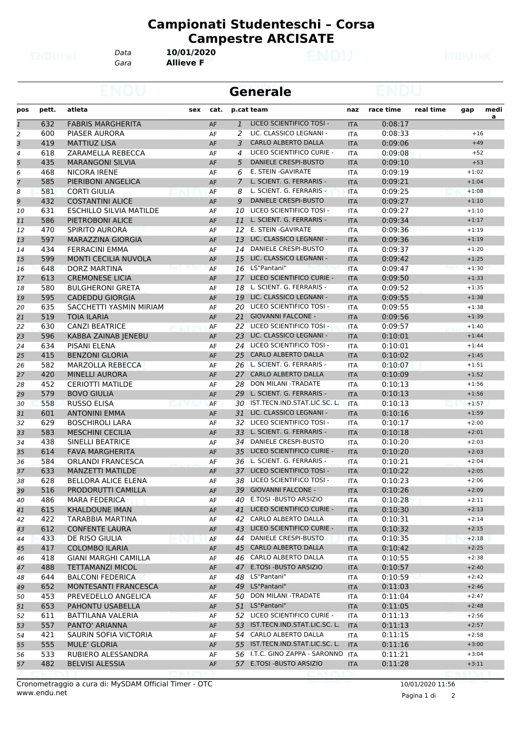# Campionati Studenteschi – Corsa Campestre ARCISATE

*Data* **10/01/2020**
*Gara* **Allieve F**

## Generale

| pos | pett. | atleta | sex | cat. | p.cat | team | naz | race time | real time | gap | media |
|---|---|---|---|---|---|---|---|---|---|---|---|
| 1 | 632 | FABRIS MARGHERITA | | AF | 1 | LICEO SCIENTIFICO TOSI - | ITA | 0:08:17 | | | |
| 2 | 600 | PIASER AURORA | | AF | 2 | LIC. CLASSICO LEGNANI - | ITA | 0:08:33 | | +16 | |
| 3 | 419 | MATTIUZ LISA | | AF | 3 | CARLO ALBERTO DALLA | ITA | 0:09:06 | | +49 | |
| 4 | 618 | ZARAMELLA REBECCA | | AF | 4 | LICEO SCIENTIFICO CURIE - | ITA | 0:09:08 | | +52 | |
| 5 | 435 | MARANGONI SILVIA | | AF | 5 | DANIELE CRESPI-BUSTO | ITA | 0:09:10 | | +53 | |
| 6 | 468 | NICORA IRENE | | AF | 6 | E. STEIN -GAVIRATE | ITA | 0:09:19 | | +1:02 | |
| 7 | 585 | PIERIBONI ANGELICA | | AF | 7 | L. SCIENT. G. FERRARIS - | ITA | 0:09:21 | | +1:04 | |
| 8 | 581 | CORTI GIULIA | | AF | 8 | L. SCIENT. G. FERRARIS - | ITA | 0:09:25 | | +1:08 | |
| 9 | 432 | COSTANTINI ALICE | | AF | 9 | DANIELE CRESPI-BUSTO | ITA | 0:09:27 | | +1:10 | |
| 10 | 631 | ESCHILLO SILVIA MATILDE | | AF | 10 | LICEO SCIENTIFICO TOSI - | ITA | 0:09:27 | | +1:10 | |
| 11 | 586 | PIETROBONI ALICE | | AF | 11 | L. SCIENT. G. FERRARIS - | ITA | 0:09:34 | | +1:17 | |
| 12 | 470 | SPIRITO AURORA | | AF | 12 | E. STEIN -GAVIRATE | ITA | 0:09:36 | | +1:19 | |
| 13 | 597 | MARAZZINA GIORGIA | | AF | 13 | LIC. CLASSICO LEGNANI - | ITA | 0:09:36 | | +1:19 | |
| 14 | 434 | FERRACINI EMMA | | AF | 14 | DANIELE CRESPI-BUSTO | ITA | 0:09:37 | | +1:20 | |
| 15 | 599 | MONTI CECILIA NUVOLA | | AF | 15 | LIC. CLASSICO LEGNANI - | ITA | 0:09:42 | | +1:25 | |
| 16 | 648 | DORZ MARTINA | | AF | 16 | LS"Pantani" | ITA | 0:09:47 | | +1:30 | |
| 17 | 613 | CREMONESE LICIA | | AF | 17 | LICEO SCIENTIFICO CURIE - | ITA | 0:09:50 | | +1:33 | |
| 18 | 580 | BULGHERONI GRETA | | AF | 18 | L. SCIENT. G. FERRARIS - | ITA | 0:09:52 | | +1:35 | |
| 19 | 595 | CADEDDU GIORGIA | | AF | 19 | LIC. CLASSICO LEGNANI - | ITA | 0:09:55 | | +1:38 | |
| 20 | 635 | SACCHETTI YASMIN MIRIAM | | AF | 20 | LICEO SCIENTIFICO TOSI - | ITA | 0:09:55 | | +1:38 | |
| 21 | 519 | TOIA ILARIA | | AF | 21 | GIOVANNI FALCONE - | ITA | 0:09:56 | | +1:39 | |
| 22 | 630 | CANZI BEATRICE | | AF | 22 | LICEO SCIENTIFICO TOSI - | ITA | 0:09:57 | | +1:40 | |
| 23 | 596 | KABBA ZAINAB JENEBU | | AF | 23 | LIC. CLASSICO LEGNANI - | ITA | 0:10:01 | | +1:44 | |
| 24 | 634 | PISANI ELENA | | AF | 24 | LICEO SCIENTIFICO TOSI - | ITA | 0:10:01 | | +1:44 | |
| 25 | 415 | BENZONI GLORIA | | AF | 25 | CARLO ALBERTO DALLA | ITA | 0:10:02 | | +1:45 | |
| 26 | 582 | MARZOLLA REBECCA | | AF | 26 | L. SCIENT. G. FERRARIS - | ITA | 0:10:07 | | +1:51 | |
| 27 | 420 | MINELLI AURORA | | AF | 27 | CARLO ALBERTO DALLA | ITA | 0:10:09 | | +1:52 | |
| 28 | 452 | CERIOTTI MATILDE | | AF | 28 | DON MILANI -TRADATE | ITA | 0:10:13 | | +1:56 | |
| 29 | 579 | BOVO GIULIA | | AF | 29 | L. SCIENT. G. FERRARIS - | ITA | 0:10:13 | | +1:56 | |
| 30 | 558 | RUSSO ELISA | | AF | 30 | IST.TECN.IND.STAT.LIC.SC. L. | ITA | 0:10:13 | | +1:57 | |
| 31 | 601 | ANTONINI EMMA | | AF | 31 | LIC. CLASSICO LEGNANI - | ITA | 0:10:16 | | +1:59 | |
| 32 | 629 | BOSCHIROLI LARA | | AF | 32 | LICEO SCIENTIFICO TOSI - | ITA | 0:10:17 | | +2:00 | |
| 33 | 583 | MESCHINI CECILIA | | AF | 33 | L. SCIENT. G. FERRARIS - | ITA | 0:10:18 | | +2:01 | |
| 34 | 438 | SINELLI BEATRICE | | AF | 34 | DANIELE CRESPI-BUSTO | ITA | 0:10:20 | | +2:03 | |
| 35 | 614 | FAVA MARGHERITA | | AF | 35 | LICEO SCIENTIFICO CURIE - | ITA | 0:10:20 | | +2:03 | |
| 36 | 584 | ORLANDI FRANCESCA | | AF | 36 | L. SCIENT. G. FERRARIS - | ITA | 0:10:21 | | +2:04 | |
| 37 | 633 | MANZETTI MATILDE | | AF | 37 | LICEO SCIENTIFICO TOSI - | ITA | 0:10:22 | | +2:05 | |
| 38 | 628 | BELLORA ALICE ELENA | | AF | 38 | LICEO SCIENTIFICO TOSI - | ITA | 0:10:23 | | +2:06 | |
| 39 | 516 | PRODORUTTI CAMILLA | | AF | 39 | GIOVANNI FALCONE - | ITA | 0:10:26 | | +2:09 | |
| 40 | 486 | MARA FEDERICA | | AF | 40 | E.TOSI -BUSTO ARSIZIO | ITA | 0:10:28 | | +2:11 | |
| 41 | 615 | KHALDOUNE IMAN | | AF | 41 | LICEO SCIENTIFICO CURIE - | ITA | 0:10:30 | | +2:13 | |
| 42 | 422 | TARABBIA MARTINA | | AF | 42 | CARLO ALBERTO DALLA | ITA | 0:10:31 | | +2:14 | |
| 43 | 612 | CONFENTE LAURA | | AF | 43 | LICEO SCIENTIFICO CURIE - | ITA | 0:10:32 | | +2:15 | |
| 44 | 433 | DE RISO GIULIA | | AF | 44 | DANIELE CRESPI-BUSTO | ITA | 0:10:35 | | +2:18 | |
| 45 | 417 | COLOMBO ILARIA | | AF | 45 | CARLO ALBERTO DALLA | ITA | 0:10:42 | | +2:25 | |
| 46 | 418 | GIANI MARGHI CAMILLA | | AF | 46 | CARLO ALBERTO DALLA | ITA | 0:10:55 | | +2:38 | |
| 47 | 488 | TETTAMANZI MICOL | | AF | 47 | E.TOSI -BUSTO ARSIZIO | ITA | 0:10:57 | | +2:40 | |
| 48 | 644 | BALCONI FEDERICA | | AF | 48 | LS"Pantani" | ITA | 0:10:59 | | +2:42 | |
| 49 | 652 | MONTESANTI FRANCESCA | | AF | 49 | LS"Pantani" | ITA | 0:11:03 | | +2:46 | |
| 50 | 453 | PREVEDELLO ANGELICA | | AF | 50 | DON MILANI -TRADATE | ITA | 0:11:04 | | +2:47 | |
| 51 | 653 | PAHONTU USABELLA | | AF | 51 | LS"Pantani" | ITA | 0:11:05 | | +2:48 | |
| 52 | 611 | BATTILANA VALERIA | | AF | 52 | LICEO SCIENTIFICO CURIE - | ITA | 0:11:13 | | +2:56 | |
| 53 | 557 | PANTO' ARIANNA | | AF | 53 | IST.TECN.IND.STAT.LIC.SC. L. | ITA | 0:11:13 | | +2:57 | |
| 54 | 421 | SAURIN SOFIA VICTORIA | | AF | 54 | CARLO ALBERTO DALLA | ITA | 0:11:15 | | +2:58 | |
| 55 | 555 | MULE' GLORIA | | AF | 55 | IST.TECN.IND.STAT.LIC.SC. L. | ITA | 0:11:16 | | +3:00 | |
| 56 | 533 | RUBIERO ALESSANDRA | | AF | 56 | I.T.C. GINO ZAPPA - SARONNO | ITA | 0:11:21 | | +3:04 | |
| 57 | 482 | BELVISI ALESSIA | | AF | 57 | E.TOSI -BUSTO ARSIZIO | ITA | 0:11:28 | | +3:11 | |

Cronometraggio a cura di: MySDAM Official Timer - OTC
www.endu.net

10/01/2020 11:56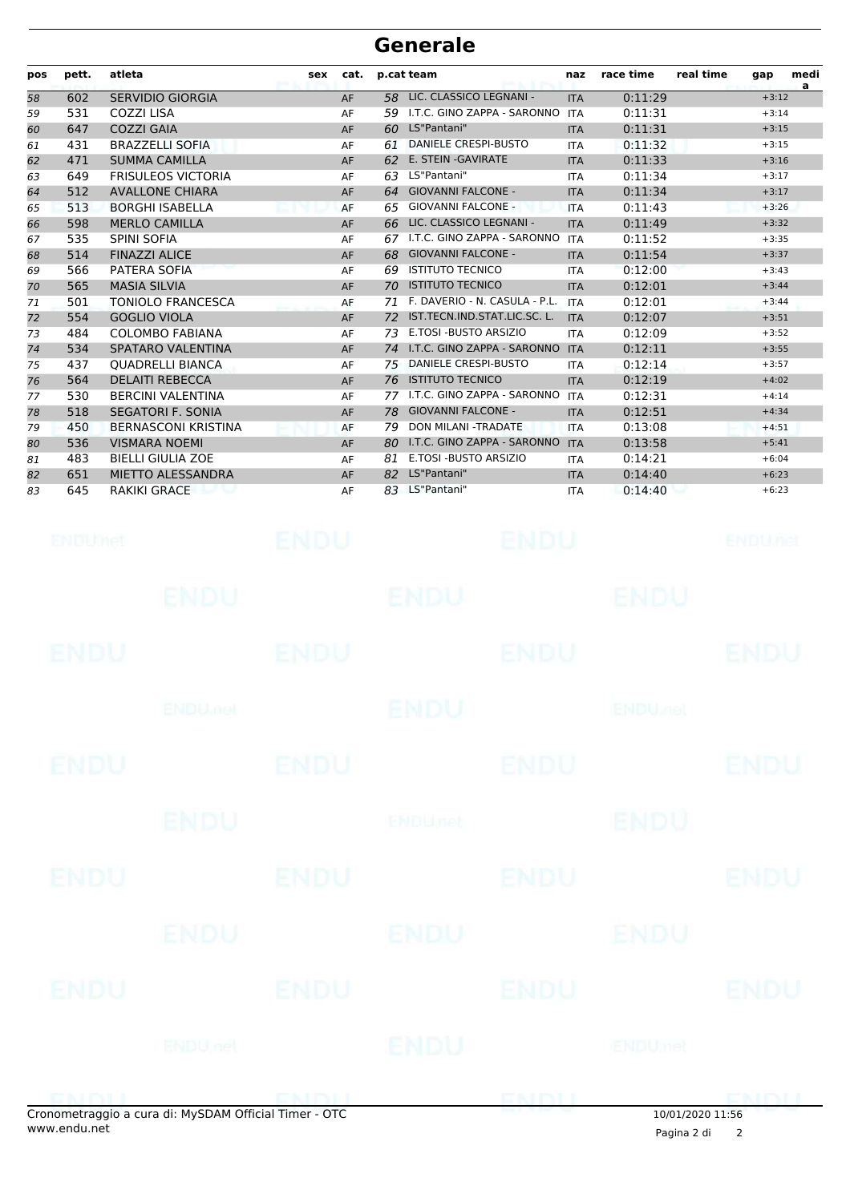# Generale

| pos | pett. | atleta | sex | cat. | p.cat | team | naz | race time | real time | gap | media |
|---|---|---|---|---|---|---|---|---|---|---|---|
| 58 | 602 | SERVIDIO GIORGIA | | AF | 58 | LIC. CLASSICO LEGNANI - | ITA | 0:11:29 | | +3:12 | |
| 59 | 531 | COZZI LISA | | AF | 59 | I.T.C. GINO ZAPPA - SARONNO | ITA | 0:11:31 | | +3:14 | |
| 60 | 647 | COZZI GAIA | | AF | 60 | LS"Pantani" | ITA | 0:11:31 | | +3:15 | |
| 61 | 431 | BRAZZELLI SOFIA | | AF | 61 | DANIELE CRESPI-BUSTO | ITA | 0:11:32 | | +3:15 | |
| 62 | 471 | SUMMA CAMILLA | | AF | 62 | E. STEIN -GAVIRATE | ITA | 0:11:33 | | +3:16 | |
| 63 | 649 | FRISULEOS VICTORIA | | AF | 63 | LS"Pantani" | ITA | 0:11:34 | | +3:17 | |
| 64 | 512 | AVALLONE CHIARA | | AF | 64 | GIOVANNI FALCONE - | ITA | 0:11:34 | | +3:17 | |
| 65 | 513 | BORGHI ISABELLA | | AF | 65 | GIOVANNI FALCONE - | ITA | 0:11:43 | | +3:26 | |
| 66 | 598 | MERLO CAMILLA | | AF | 66 | LIC. CLASSICO LEGNANI - | ITA | 0:11:49 | | +3:32 | |
| 67 | 535 | SPINI SOFIA | | AF | 67 | I.T.C. GINO ZAPPA - SARONNO | ITA | 0:11:52 | | +3:35 | |
| 68 | 514 | FINAZZI ALICE | | AF | 68 | GIOVANNI FALCONE - | ITA | 0:11:54 | | +3:37 | |
| 69 | 566 | PATERA SOFIA | | AF | 69 | ISTITUTO TECNICO | ITA | 0:12:00 | | +3:43 | |
| 70 | 565 | MASIA SILVIA | | AF | 70 | ISTITUTO TECNICO | ITA | 0:12:01 | | +3:44 | |
| 71 | 501 | TONIOLO FRANCESCA | | AF | 71 | F. DAVERIO - N. CASULA - P.L. | ITA | 0:12:01 | | +3:44 | |
| 72 | 554 | GOGLIO VIOLA | | AF | 72 | IST.TECN.IND.STAT.LIC.SC. L. | ITA | 0:12:07 | | +3:51 | |
| 73 | 484 | COLOMBO FABIANA | | AF | 73 | E.TOSI -BUSTO ARSIZIO | ITA | 0:12:09 | | +3:52 | |
| 74 | 534 | SPATARO VALENTINA | | AF | 74 | I.T.C. GINO ZAPPA - SARONNO | ITA | 0:12:11 | | +3:55 | |
| 75 | 437 | QUADRELLI BIANCA | | AF | 75 | DANIELE CRESPI-BUSTO | ITA | 0:12:14 | | +3:57 | |
| 76 | 564 | DELAITI REBECCA | | AF | 76 | ISTITUTO TECNICO | ITA | 0:12:19 | | +4:02 | |
| 77 | 530 | BERCINI VALENTINA | | AF | 77 | I.T.C. GINO ZAPPA - SARONNO | ITA | 0:12:31 | | +4:14 | |
| 78 | 518 | SEGATORI F. SONIA | | AF | 78 | GIOVANNI FALCONE - | ITA | 0:12:51 | | +4:34 | |
| 79 | 450 | BERNASCONI KRISTINA | | AF | 79 | DON MILANI -TRADATE | ITA | 0:13:08 | | +4:51 | |
| 80 | 536 | VISMARA NOEMI | | AF | 80 | I.T.C. GINO ZAPPA - SARONNO | ITA | 0:13:58 | | +5:41 | |
| 81 | 483 | BIELLI GIULIA ZOE | | AF | 81 | E.TOSI -BUSTO ARSIZIO | ITA | 0:14:21 | | +6:04 | |
| 82 | 651 | MIETTO ALESSANDRA | | AF | 82 | LS"Pantani" | ITA | 0:14:40 | | +6:23 | |
| 83 | 645 | RAKIKI GRACE | | AF | 83 | LS"Pantani" | ITA | 0:14:40 | | +6:23 | |

Cronometraggio a cura di: MySDAM Official Timer - OTC
www.endu.net

10/01/2020 11:56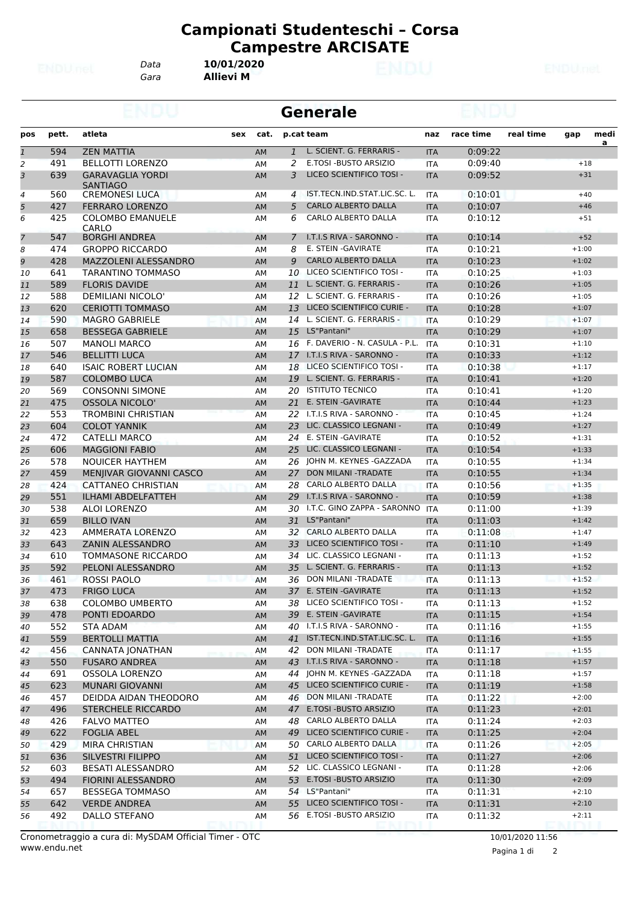# Campionati Studenteschi – Corsa Campestre ARCISATE

Data **10/01/2020**
Gara **Allievi M**

## Generale

| pos | pett. | atleta | sex | cat. | p.cat | team | naz | race time | real time | gap | media |
|---|---|---|---|---|---|---|---|---|---|---|---|
| 1 | 594 | ZEN MATTIA | | AM | 1 | L. SCIENT. G. FERRARIS - | ITA | 0:09:22 | | | |
| 2 | 491 | BELLOTTI LORENZO | | AM | 2 | E.TOSI -BUSTO ARSIZIO | ITA | 0:09:40 | | +18 | |
| 3 | 639 | GARAVAGLIA YORDI SANTIAGO | | AM | 3 | LICEO SCIENTIFICO TOSI - | ITA | 0:09:52 | | +31 | |
| 4 | 560 | CREMONESI LUCA | | AM | 4 | IST.TECN.IND.STAT.LIC.SC. L. | ITA | 0:10:01 | | +40 | |
| 5 | 427 | FERRARO LORENZO | | AM | 5 | CARLO ALBERTO DALLA | ITA | 0:10:07 | | +46 | |
| 6 | 425 | COLOMBO EMANUELE CARLO | | AM | 6 | CARLO ALBERTO DALLA | ITA | 0:10:12 | | +51 | |
| 7 | 547 | BORGHI ANDREA | | AM | 7 | I.T.I.S RIVA - SARONNO - | ITA | 0:10:14 | | +52 | |
| 8 | 474 | GROPPO RICCARDO | | AM | 8 | E. STEIN -GAVIRATE | ITA | 0:10:21 | | +1:00 | |
| 9 | 428 | MAZZOLENI ALESSANDRO | | AM | 9 | CARLO ALBERTO DALLA | ITA | 0:10:23 | | +1:02 | |
| 10 | 641 | TARANTINO TOMMASO | | AM | 10 | LICEO SCIENTIFICO TOSI - | ITA | 0:10:25 | | +1:03 | |
| 11 | 589 | FLORIS DAVIDE | | AM | 11 | L. SCIENT. G. FERRARIS - | ITA | 0:10:26 | | +1:05 | |
| 12 | 588 | DEMILIANI NICOLO' | | AM | 12 | L. SCIENT. G. FERRARIS - | ITA | 0:10:26 | | +1:05 | |
| 13 | 620 | CERIOTTI TOMMASO | | AM | 13 | LICEO SCIENTIFICO CURIE - | ITA | 0:10:28 | | +1:07 | |
| 14 | 590 | MAGRO GABRIELE | | AM | 14 | L. SCIENT. G. FERRARIS - | ITA | 0:10:29 | | +1:07 | |
| 15 | 658 | BESSEGA GABRIELE | | AM | 15 | LS"Pantani" | ITA | 0:10:29 | | +1:07 | |
| 16 | 507 | MANOLI MARCO | | AM | 16 | F. DAVERIO - N. CASULA - P.L. | ITA | 0:10:31 | | +1:10 | |
| 17 | 546 | BELLITTI LUCA | | AM | 17 | I.T.I.S RIVA - SARONNO - | ITA | 0:10:33 | | +1:12 | |
| 18 | 640 | ISAIC ROBERT LUCIAN | | AM | 18 | LICEO SCIENTIFICO TOSI - | ITA | 0:10:38 | | +1:17 | |
| 19 | 587 | COLOMBO LUCA | | AM | 19 | L. SCIENT. G. FERRARIS - | ITA | 0:10:41 | | +1:20 | |
| 20 | 569 | CONSONNI SIMONE | | AM | 20 | ISTITUTO TECNICO | ITA | 0:10:41 | | +1:20 | |
| 21 | 475 | OSSOLA NICOLO' | | AM | 21 | E. STEIN -GAVIRATE | ITA | 0:10:44 | | +1:23 | |
| 22 | 553 | TROMBINI CHRISTIAN | | AM | 22 | I.T.I.S RIVA - SARONNO - | ITA | 0:10:45 | | +1:24 | |
| 23 | 604 | COLOT YANNIK | | AM | 23 | LIC. CLASSICO LEGNANI - | ITA | 0:10:49 | | +1:27 | |
| 24 | 472 | CATELLI MARCO | | AM | 24 | E. STEIN -GAVIRATE | ITA | 0:10:52 | | +1:31 | |
| 25 | 606 | MAGGIONI FABIO | | AM | 25 | LIC. CLASSICO LEGNANI - | ITA | 0:10:54 | | +1:33 | |
| 26 | 578 | NOUICER HAYTHEM | | AM | 26 | JOHN M. KEYNES -GAZZADA | ITA | 0:10:55 | | +1:34 | |
| 27 | 459 | MENJIVAR GIOVANNI CASCO | | AM | 27 | DON MILANI -TRADATE | ITA | 0:10:55 | | +1:34 | |
| 28 | 424 | CATTANEO CHRISTIAN | | AM | 28 | CARLO ALBERTO DALLA | ITA | 0:10:56 | | +1:35 | |
| 29 | 551 | ILHAMI ABDELFATTEH | | AM | 29 | I.T.I.S RIVA - SARONNO - | ITA | 0:10:59 | | +1:38 | |
| 30 | 538 | ALOI LORENZO | | AM | 30 | I.T.C. GINO ZAPPA - SARONNO | ITA | 0:11:00 | | +1:39 | |
| 31 | 659 | BILLO IVAN | | AM | 31 | LS"Pantani" | ITA | 0:11:03 | | +1:42 | |
| 32 | 423 | AMMERATA LORENZO | | AM | 32 | CARLO ALBERTO DALLA | ITA | 0:11:08 | | +1:47 | |
| 33 | 643 | ZANIN ALESSANDRO | | AM | 33 | LICEO SCIENTIFICO TOSI - | ITA | 0:11:10 | | +1:49 | |
| 34 | 610 | TOMMASONE RICCARDO | | AM | 34 | LIC. CLASSICO LEGNANI - | ITA | 0:11:13 | | +1:52 | |
| 35 | 592 | PELONI ALESSANDRO | | AM | 35 | L. SCIENT. G. FERRARIS - | ITA | 0:11:13 | | +1:52 | |
| 36 | 461 | ROSSI PAOLO | | AM | 36 | DON MILANI -TRADATE | ITA | 0:11:13 | | +1:52 | |
| 37 | 473 | FRIGO LUCA | | AM | 37 | E. STEIN -GAVIRATE | ITA | 0:11:13 | | +1:52 | |
| 38 | 638 | COLOMBO UMBERTO | | AM | 38 | LICEO SCIENTIFICO TOSI - | ITA | 0:11:13 | | +1:52 | |
| 39 | 478 | PONTI EDOARDO | | AM | 39 | E. STEIN -GAVIRATE | ITA | 0:11:15 | | +1:54 | |
| 40 | 552 | STA ADAM | | AM | 40 | I.T.I.S RIVA - SARONNO - | ITA | 0:11:16 | | +1:55 | |
| 41 | 559 | BERTOLLI MATTIA | | AM | 41 | IST.TECN.IND.STAT.LIC.SC. L. | ITA | 0:11:16 | | +1:55 | |
| 42 | 456 | CANNATA JONATHAN | | AM | 42 | DON MILANI -TRADATE | ITA | 0:11:17 | | +1:55 | |
| 43 | 550 | FUSARO ANDREA | | AM | 43 | I.T.I.S RIVA - SARONNO - | ITA | 0:11:18 | | +1:57 | |
| 44 | 691 | OSSOLA LORENZO | | AM | 44 | JOHN M. KEYNES -GAZZADA | ITA | 0:11:18 | | +1:57 | |
| 45 | 623 | MUNARI GIOVANNI | | AM | 45 | LICEO SCIENTIFICO CURIE - | ITA | 0:11:19 | | +1:58 | |
| 46 | 457 | DEIDDA AIDAN THEODORO | | AM | 46 | DON MILANI -TRADATE | ITA | 0:11:22 | | +2:00 | |
| 47 | 496 | STERCHELE RICCARDO | | AM | 47 | E.TOSI -BUSTO ARSIZIO | ITA | 0:11:23 | | +2:01 | |
| 48 | 426 | FALVO MATTEO | | AM | 48 | CARLO ALBERTO DALLA | ITA | 0:11:24 | | +2:03 | |
| 49 | 622 | FOGLIA ABEL | | AM | 49 | LICEO SCIENTIFICO CURIE - | ITA | 0:11:25 | | +2:04 | |
| 50 | 429 | MIRA CHRISTIAN | | AM | 50 | CARLO ALBERTO DALLA | ITA | 0:11:26 | | +2:05 | |
| 51 | 636 | SILVESTRI FILIPPO | | AM | 51 | LICEO SCIENTIFICO TOSI - | ITA | 0:11:27 | | +2:06 | |
| 52 | 603 | BESATI ALESSANDRO | | AM | 52 | LIC. CLASSICO LEGNANI - | ITA | 0:11:28 | | +2:06 | |
| 53 | 494 | FIORINI ALESSANDRO | | AM | 53 | E.TOSI -BUSTO ARSIZIO | ITA | 0:11:30 | | +2:09 | |
| 54 | 657 | BESSEGA TOMMASO | | AM | 54 | LS"Pantani" | ITA | 0:11:31 | | +2:10 | |
| 55 | 642 | VERDE ANDREA | | AM | 55 | LICEO SCIENTIFICO TOSI - | ITA | 0:11:31 | | +2:10 | |
| 56 | 492 | DALLO STEFANO | | AM | 56 | E.TOSI -BUSTO ARSIZIO | ITA | 0:11:32 | | +2:11 | |

Cronometraggio a cura di: MySDAM Official Timer - OTC
www.endu.net

10/01/2020 11:56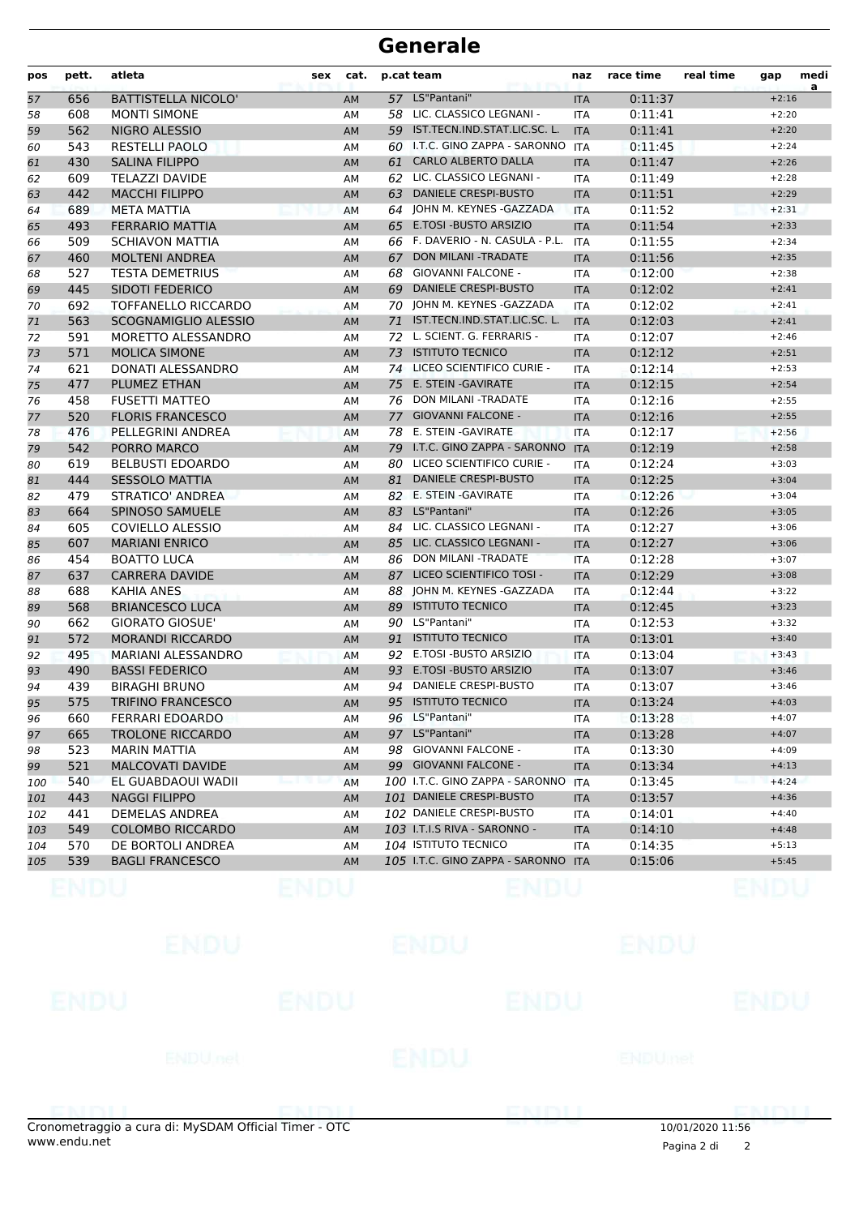# Generale

| pos | pett. | atleta | sex | cat. | p.cat | team | naz | race time | real time | gap | media |
|---|---|---|---|---|---|---|---|---|---|---|---|
| 57 | 656 | BATTISTELLA NICOLO' | | AM | 57 | LS"Pantani" | ITA | 0:11:37 | | +2:16 | |
| 58 | 608 | MONTI SIMONE | | AM | 58 | LIC. CLASSICO LEGNANI - | ITA | 0:11:41 | | +2:20 | |
| 59 | 562 | NIGRO ALESSIO | | AM | 59 | IST.TECN.IND.STAT.LIC.SC. L. | ITA | 0:11:41 | | +2:20 | |
| 60 | 543 | RESTELLI PAOLO | | AM | 60 | I.T.C. GINO ZAPPA - SARONNO | ITA | 0:11:45 | | +2:24 | |
| 61 | 430 | SALINA FILIPPO | | AM | 61 | CARLO ALBERTO DALLA | ITA | 0:11:47 | | +2:26 | |
| 62 | 609 | TELAZZI DAVIDE | | AM | 62 | LIC. CLASSICO LEGNANI - | ITA | 0:11:49 | | +2:28 | |
| 63 | 442 | MACCHI FILIPPO | | AM | 63 | DANIELE CRESPI-BUSTO | ITA | 0:11:51 | | +2:29 | |
| 64 | 689 | META MATTIA | | AM | 64 | JOHN M. KEYNES -GAZZADA | ITA | 0:11:52 | | +2:31 | |
| 65 | 493 | FERRARIO MATTIA | | AM | 65 | E.TOSI -BUSTO ARSIZIO | ITA | 0:11:54 | | +2:33 | |
| 66 | 509 | SCHIAVON MATTIA | | AM | 66 | F. DAVERIO - N. CASULA - P.L. | ITA | 0:11:55 | | +2:34 | |
| 67 | 460 | MOLTENI ANDREA | | AM | 67 | DON MILANI -TRADATE | ITA | 0:11:56 | | +2:35 | |
| 68 | 527 | TESTA DEMETRIUS | | AM | 68 | GIOVANNI FALCONE - | ITA | 0:12:00 | | +2:38 | |
| 69 | 445 | SIDOTI FEDERICO | | AM | 69 | DANIELE CRESPI-BUSTO | ITA | 0:12:02 | | +2:41 | |
| 70 | 692 | TOFFANELLO RICCARDO | | AM | 70 | JOHN M. KEYNES -GAZZADA | ITA | 0:12:02 | | +2:41 | |
| 71 | 563 | SCOGNAMIGLIO ALESSIO | | AM | 71 | IST.TECN.IND.STAT.LIC.SC. L. | ITA | 0:12:03 | | +2:41 | |
| 72 | 591 | MORETTO ALESSANDRO | | AM | 72 | L. SCIENT. G. FERRARIS - | ITA | 0:12:07 | | +2:46 | |
| 73 | 571 | MOLICA SIMONE | | AM | 73 | ISTITUTO TECNICO | ITA | 0:12:12 | | +2:51 | |
| 74 | 621 | DONATI ALESSANDRO | | AM | 74 | LICEO SCIENTIFICO CURIE - | ITA | 0:12:14 | | +2:53 | |
| 75 | 477 | PLUMEZ ETHAN | | AM | 75 | E. STEIN -GAVIRATE | ITA | 0:12:15 | | +2:54 | |
| 76 | 458 | FUSETTI MATTEO | | AM | 76 | DON MILANI -TRADATE | ITA | 0:12:16 | | +2:55 | |
| 77 | 520 | FLORIS FRANCESCO | | AM | 77 | GIOVANNI FALCONE - | ITA | 0:12:16 | | +2:55 | |
| 78 | 476 | PELLEGRINI ANDREA | | AM | 78 | E. STEIN -GAVIRATE | ITA | 0:12:17 | | +2:56 | |
| 79 | 542 | PORRO MARCO | | AM | 79 | I.T.C. GINO ZAPPA - SARONNO | ITA | 0:12:19 | | +2:58 | |
| 80 | 619 | BELBUSTI EDOARDO | | AM | 80 | LICEO SCIENTIFICO CURIE - | ITA | 0:12:24 | | +3:03 | |
| 81 | 444 | SESSOLO MATTIA | | AM | 81 | DANIELE CRESPI-BUSTO | ITA | 0:12:25 | | +3:04 | |
| 82 | 479 | STRATICO' ANDREA | | AM | 82 | E. STEIN -GAVIRATE | ITA | 0:12:26 | | +3:04 | |
| 83 | 664 | SPINOSO SAMUELE | | AM | 83 | LS"Pantani" | ITA | 0:12:26 | | +3:05 | |
| 84 | 605 | COVIELLO ALESSIO | | AM | 84 | LIC. CLASSICO LEGNANI - | ITA | 0:12:27 | | +3:06 | |
| 85 | 607 | MARIANI ENRICO | | AM | 85 | LIC. CLASSICO LEGNANI - | ITA | 0:12:27 | | +3:06 | |
| 86 | 454 | BOATTO LUCA | | AM | 86 | DON MILANI -TRADATE | ITA | 0:12:28 | | +3:07 | |
| 87 | 637 | CARRERA DAVIDE | | AM | 87 | LICEO SCIENTIFICO TOSI - | ITA | 0:12:29 | | +3:08 | |
| 88 | 688 | KAHIA ANES | | AM | 88 | JOHN M. KEYNES -GAZZADA | ITA | 0:12:44 | | +3:22 | |
| 89 | 568 | BRIANCESCO LUCA | | AM | 89 | ISTITUTO TECNICO | ITA | 0:12:45 | | +3:23 | |
| 90 | 662 | GIORATO GIOSUE' | | AM | 90 | LS"Pantani" | ITA | 0:12:53 | | +3:32 | |
| 91 | 572 | MORANDI RICCARDO | | AM | 91 | ISTITUTO TECNICO | ITA | 0:13:01 | | +3:40 | |
| 92 | 495 | MARIANI ALESSANDRO | | AM | 92 | E.TOSI -BUSTO ARSIZIO | ITA | 0:13:04 | | +3:43 | |
| 93 | 490 | BASSI FEDERICO | | AM | 93 | E.TOSI -BUSTO ARSIZIO | ITA | 0:13:07 | | +3:46 | |
| 94 | 439 | BIRAGHI BRUNO | | AM | 94 | DANIELE CRESPI-BUSTO | ITA | 0:13:07 | | +3:46 | |
| 95 | 575 | TRIFINO FRANCESCO | | AM | 95 | ISTITUTO TECNICO | ITA | 0:13:24 | | +4:03 | |
| 96 | 660 | FERRARI EDOARDO | | AM | 96 | LS"Pantani" | ITA | 0:13:28 | | +4:07 | |
| 97 | 665 | TROLONE RICCARDO | | AM | 97 | LS"Pantani" | ITA | 0:13:28 | | +4:07 | |
| 98 | 523 | MARIN MATTIA | | AM | 98 | GIOVANNI FALCONE - | ITA | 0:13:30 | | +4:09 | |
| 99 | 521 | MALCOVATI DAVIDE | | AM | 99 | GIOVANNI FALCONE - | ITA | 0:13:34 | | +4:13 | |
| 100 | 540 | EL GUABDAOUI WADII | | AM | 100 | I.T.C. GINO ZAPPA - SARONNO | ITA | 0:13:45 | | +4:24 | |
| 101 | 443 | NAGGI FILIPPO | | AM | 101 | DANIELE CRESPI-BUSTO | ITA | 0:13:57 | | +4:36 | |
| 102 | 441 | DEMELAS ANDREA | | AM | 102 | DANIELE CRESPI-BUSTO | ITA | 0:14:01 | | +4:40 | |
| 103 | 549 | COLOMBO RICCARDO | | AM | 103 | I.T.I.S RIVA - SARONNO - | ITA | 0:14:10 | | +4:48 | |
| 104 | 570 | DE BORTOLI ANDREA | | AM | 104 | ISTITUTO TECNICO | ITA | 0:14:35 | | +5:13 | |
| 105 | 539 | BAGLI FRANCESCO | | AM | 105 | I.T.C. GINO ZAPPA - SARONNO | ITA | 0:15:06 | | +5:45 | |

Cronometraggio a cura di: MySDAM Official Timer - OTC
www.endu.net

10/01/2020 11:56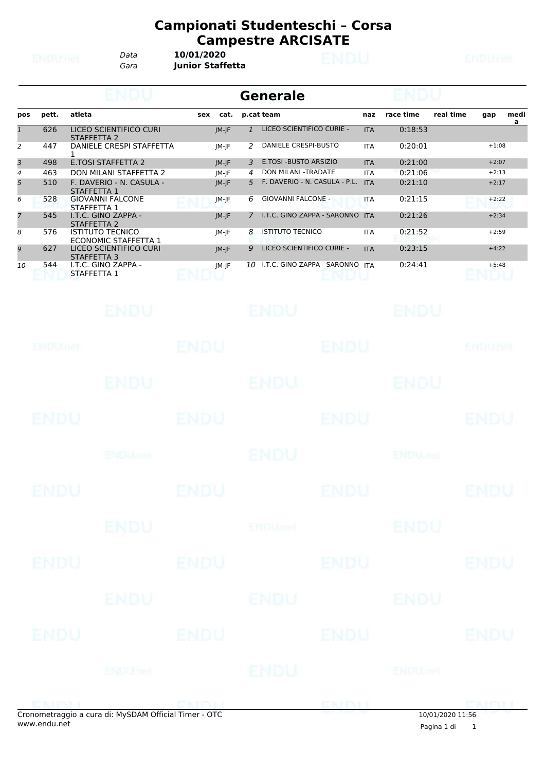# Campionati Studenteschi – Corsa Campestre ARCISATE

*Data* **10/01/2020**
*Gara* **Junior Staffetta**

## Generale

| pos | pett. | atleta | sex | cat. | p.cat | team | naz | race time | real time | gap | media |
|---|---|---|---|---|---|---|---|---|---|---|---|
| 1 | 626 | LICEO SCIENTIFICO CURI STAFFETTA 2 | | JM-JF | 1 | LICEO SCIENTIFICO CURIE - | ITA | 0:18:53 | | | |
| 2 | 447 | DANIELE CRESPI STAFFETTA 1 | | JM-JF | 2 | DANIELE CRESPI-BUSTO | ITA | 0:20:01 | | +1:08 | |
| 3 | 498 | E.TOSI STAFFETTA 2 | | JM-JF | 3 | E.TOSI -BUSTO ARSIZIO | ITA | 0:21:00 | | +2:07 | |
| 4 | 463 | DON MILANI STAFFETTA 2 | | JM-JF | 4 | DON MILANI -TRADATE | ITA | 0:21:06 | | +2:13 | |
| 5 | 510 | F. DAVERIO - N. CASULA - STAFFETTA 1 | | JM-JF | 5 | F. DAVERIO - N. CASULA - P.L. | ITA | 0:21:10 | | +2:17 | |
| 6 | 528 | GIOVANNI FALCONE STAFFETTA 1 | | JM-JF | 6 | GIOVANNI FALCONE - | ITA | 0:21:15 | | +2:22 | |
| 7 | 545 | I.T.C. GINO ZAPPA - STAFFETTA 2 | | JM-JF | 7 | I.T.C. GINO ZAPPA - SARONNO | ITA | 0:21:26 | | +2:34 | |
| 8 | 576 | ISTITUTO TECNICO ECONOMIC STAFFETTA 1 | | JM-JF | 8 | ISTITUTO TECNICO | ITA | 0:21:52 | | +2:59 | |
| 9 | 627 | LICEO SCIENTIFICO CURI STAFFETTA 3 | | JM-JF | 9 | LICEO SCIENTIFICO CURIE - | ITA | 0:23:15 | | +4:22 | |
| 10 | 544 | I.T.C. GINO ZAPPA - STAFFETTA 1 | | JM-JF | 10 | I.T.C. GINO ZAPPA - SARONNO | ITA | 0:24:41 | | +5:48 | |

Cronometraggio a cura di: MySDAM Official Timer - OTC
www.endu.net

10/01/2020 11:56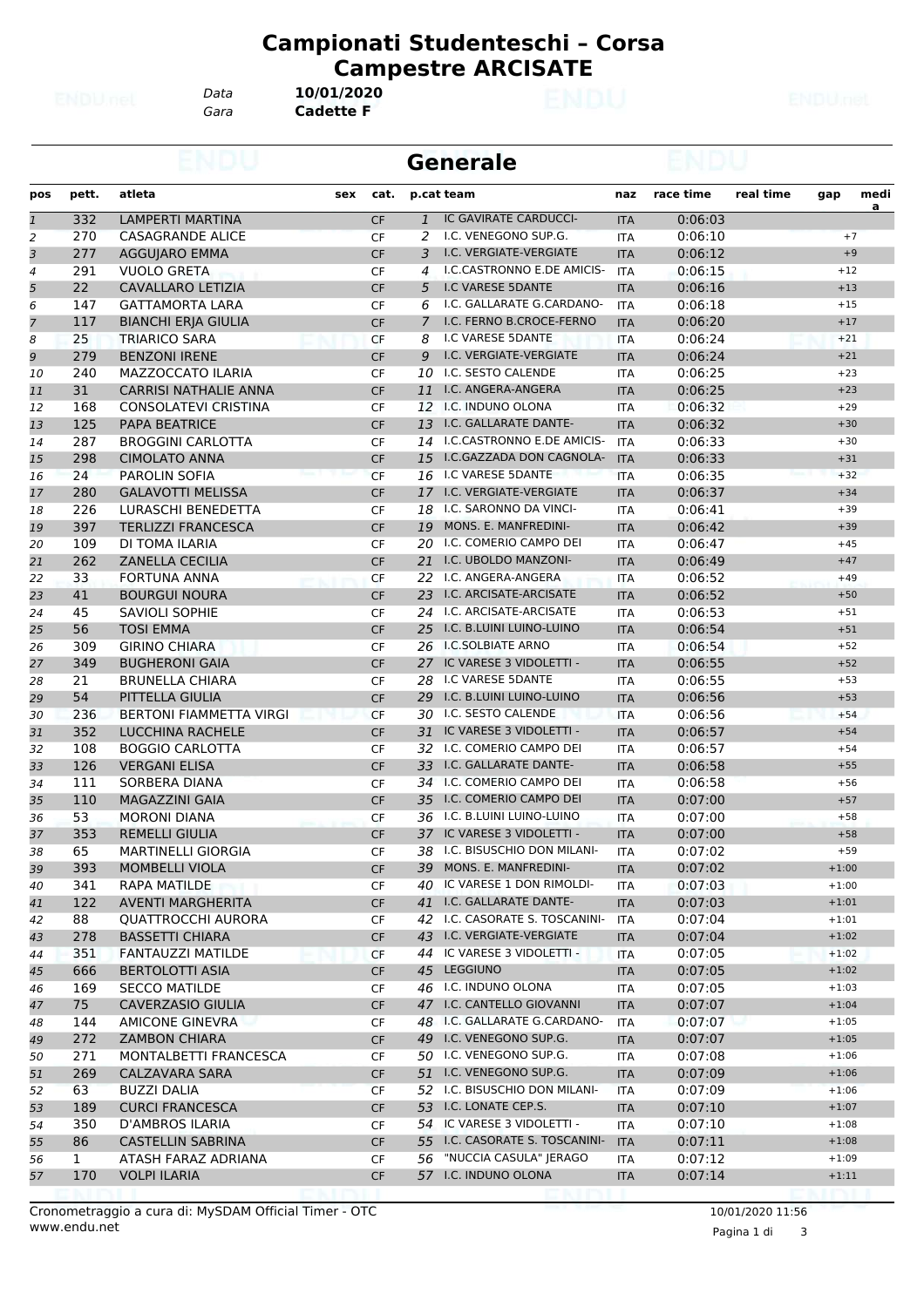# Campionati Studenteschi – Corsa Campestre ARCISATE

Data **10/01/2020**
Gara **Cadette F**

## Generale

| pos | pett. | atleta | sex | cat. | p.cat | team | naz | race time | real time | gap | media |
|---|---|---|---|---|---|---|---|---|---|---|---|
| 1 | 332 | LAMPERTI MARTINA | | CF | 1 | IC GAVIRATE CARDUCCI- | ITA | 0:06:03 | | | |
| 2 | 270 | CASAGRANDE ALICE | | CF | 2 | I.C. VENEGONO SUP.G. | ITA | 0:06:10 | | +7 | |
| 3 | 277 | AGGUJARO EMMA | | CF | 3 | I.C. VERGIATE-VERGIATE | ITA | 0:06:12 | | +9 | |
| 4 | 291 | VUOLO GRETA | | CF | 4 | I.C.CASTRONNO E.DE AMICIS- | ITA | 0:06:15 | | +12 | |
| 5 | 22 | CAVALLARO LETIZIA | | CF | 5 | I.C VARESE 5DANTE | ITA | 0:06:16 | | +13 | |
| 6 | 147 | GATTAMORTA LARA | | CF | 6 | I.C. GALLARATE G.CARDANO- | ITA | 0:06:18 | | +15 | |
| 7 | 117 | BIANCHI ERJA GIULIA | | CF | 7 | I.C. FERNO B.CROCE-FERNO | ITA | 0:06:20 | | +17 | |
| 8 | 25 | TRIARICO SARA | | CF | 8 | I.C VARESE 5DANTE | ITA | 0:06:24 | | +21 | |
| 9 | 279 | BENZONI IRENE | | CF | 9 | I.C. VERGIATE-VERGIATE | ITA | 0:06:24 | | +21 | |
| 10 | 240 | MAZZOCCATO ILARIA | | CF | 10 | I.C. SESTO CALENDE | ITA | 0:06:25 | | +23 | |
| 11 | 31 | CARRISI NATHALIE ANNA | | CF | 11 | I.C. ANGERA-ANGERA | ITA | 0:06:25 | | +23 | |
| 12 | 168 | CONSOLATEVI CRISTINA | | CF | 12 | I.C. INDUNO OLONA | ITA | 0:06:32 | | +29 | |
| 13 | 125 | PAPA BEATRICE | | CF | 13 | I.C. GALLARATE DANTE- | ITA | 0:06:32 | | +30 | |
| 14 | 287 | BROGGINI CARLOTTA | | CF | 14 | I.C.CASTRONNO E.DE AMICIS- | ITA | 0:06:33 | | +30 | |
| 15 | 298 | CIMOLATO ANNA | | CF | 15 | I.C.GAZZADA DON CAGNOLA- | ITA | 0:06:33 | | +31 | |
| 16 | 24 | PAROLIN SOFIA | | CF | 16 | I.C VARESE 5DANTE | ITA | 0:06:35 | | +32 | |
| 17 | 280 | GALAVOTTI MELISSA | | CF | 17 | I.C. VERGIATE-VERGIATE | ITA | 0:06:37 | | +34 | |
| 18 | 226 | LURASCHI BENEDETTA | | CF | 18 | I.C. SARONNO DA VINCI- | ITA | 0:06:41 | | +39 | |
| 19 | 397 | TERLIZZI FRANCESCA | | CF | 19 | MONS. E. MANFREDINI- | ITA | 0:06:42 | | +39 | |
| 20 | 109 | DI TOMA ILARIA | | CF | 20 | I.C. COMERIO CAMPO DEI | ITA | 0:06:47 | | +45 | |
| 21 | 262 | ZANELLA CECILIA | | CF | 21 | I.C. UBOLDO MANZONI- | ITA | 0:06:49 | | +47 | |
| 22 | 33 | FORTUNA ANNA | | CF | 22 | I.C. ANGERA-ANGERA | ITA | 0:06:52 | | +49 | |
| 23 | 41 | BOURGUI NOURA | | CF | 23 | I.C. ARCISATE-ARCISATE | ITA | 0:06:52 | | +50 | |
| 24 | 45 | SAVIOLI SOPHIE | | CF | 24 | I.C. ARCISATE-ARCISATE | ITA | 0:06:53 | | +51 | |
| 25 | 56 | TOSI EMMA | | CF | 25 | I.C. B.LUINI LUINO-LUINO | ITA | 0:06:54 | | +51 | |
| 26 | 309 | GIRINO CHIARA | | CF | 26 | I.C.SOLBIATE ARNO | ITA | 0:06:54 | | +52 | |
| 27 | 349 | BUGHERONI GAIA | | CF | 27 | IC VARESE 3 VIDOLETTI - | ITA | 0:06:55 | | +52 | |
| 28 | 21 | BRUNELLA CHIARA | | CF | 28 | I.C VARESE 5DANTE | ITA | 0:06:55 | | +53 | |
| 29 | 54 | PITTELLA GIULIA | | CF | 29 | I.C. B.LUINI LUINO-LUINO | ITA | 0:06:56 | | +53 | |
| 30 | 236 | BERTONI FIAMMETTA VIRGI | | CF | 30 | I.C. SESTO CALENDE | ITA | 0:06:56 | | +54 | |
| 31 | 352 | LUCCHINA RACHELE | | CF | 31 | IC VARESE 3 VIDOLETTI - | ITA | 0:06:57 | | +54 | |
| 32 | 108 | BOGGIO CARLOTTA | | CF | 32 | I.C. COMERIO CAMPO DEI | ITA | 0:06:57 | | +54 | |
| 33 | 126 | VERGANI ELISA | | CF | 33 | I.C. GALLARATE DANTE- | ITA | 0:06:58 | | +55 | |
| 34 | 111 | SORBERA DIANA | | CF | 34 | I.C. COMERIO CAMPO DEI | ITA | 0:06:58 | | +56 | |
| 35 | 110 | MAGAZZINI GAIA | | CF | 35 | I.C. COMERIO CAMPO DEI | ITA | 0:07:00 | | +57 | |
| 36 | 53 | MORONI DIANA | | CF | 36 | I.C. B.LUINI LUINO-LUINO | ITA | 0:07:00 | | +58 | |
| 37 | 353 | REMELLI GIULIA | | CF | 37 | IC VARESE 3 VIDOLETTI - | ITA | 0:07:00 | | +58 | |
| 38 | 65 | MARTINELLI GIORGIA | | CF | 38 | I.C. BISUSCHIO DON MILANI- | ITA | 0:07:02 | | +59 | |
| 39 | 393 | MOMBELLI VIOLA | | CF | 39 | MONS. E. MANFREDINI- | ITA | 0:07:02 | | +1:00 | |
| 40 | 341 | RAPA MATILDE | | CF | 40 | IC VARESE 1 DON RIMOLDI- | ITA | 0:07:03 | | +1:00 | |
| 41 | 122 | AVENTI MARGHERITA | | CF | 41 | I.C. GALLARATE DANTE- | ITA | 0:07:03 | | +1:01 | |
| 42 | 88 | QUATTROCCHI AURORA | | CF | 42 | I.C. CASORATE S. TOSCANINI- | ITA | 0:07:04 | | +1:01 | |
| 43 | 278 | BASSETTI CHIARA | | CF | 43 | I.C. VERGIATE-VERGIATE | ITA | 0:07:04 | | +1:02 | |
| 44 | 351 | FANTAUZZI MATILDE | | CF | 44 | IC VARESE 3 VIDOLETTI - | ITA | 0:07:05 | | +1:02 | |
| 45 | 666 | BERTOLOTTI ASIA | | CF | 45 | LEGGIUNO | ITA | 0:07:05 | | +1:02 | |
| 46 | 169 | SECCO MATILDE | | CF | 46 | I.C. INDUNO OLONA | ITA | 0:07:05 | | +1:03 | |
| 47 | 75 | CAVERZASIO GIULIA | | CF | 47 | I.C. CANTELLO GIOVANNI | ITA | 0:07:07 | | +1:04 | |
| 48 | 144 | AMICONE GINEVRA | | CF | 48 | I.C. GALLARATE G.CARDANO- | ITA | 0:07:07 | | +1:05 | |
| 49 | 272 | ZAMBON CHIARA | | CF | 49 | I.C. VENEGONO SUP.G. | ITA | 0:07:07 | | +1:05 | |
| 50 | 271 | MONTALBETTI FRANCESCA | | CF | 50 | I.C. VENEGONO SUP.G. | ITA | 0:07:08 | | +1:06 | |
| 51 | 269 | CALZAVARA SARA | | CF | 51 | I.C. VENEGONO SUP.G. | ITA | 0:07:09 | | +1:06 | |
| 52 | 63 | BUZZI DALIA | | CF | 52 | I.C. BISUSCHIO DON MILANI- | ITA | 0:07:09 | | +1:06 | |
| 53 | 189 | CURCI FRANCESCA | | CF | 53 | I.C. LONATE CEP.S. | ITA | 0:07:10 | | +1:07 | |
| 54 | 350 | D'AMBROS ILARIA | | CF | 54 | IC VARESE 3 VIDOLETTI - | ITA | 0:07:10 | | +1:08 | |
| 55 | 86 | CASTELLIN SABRINA | | CF | 55 | I.C. CASORATE S. TOSCANINI- | ITA | 0:07:11 | | +1:08 | |
| 56 | 1 | ATASH FARAZ ADRIANA | | CF | 56 | "NUCCIA CASULA" JERAGO | ITA | 0:07:12 | | +1:09 | |
| 57 | 170 | VOLPI ILARIA | | CF | 57 | I.C. INDUNO OLONA | ITA | 0:07:14 | | +1:11 | |

Cronometraggio a cura di: MySDAM Official Timer - OTC
www.endu.net

10/01/2020 11:56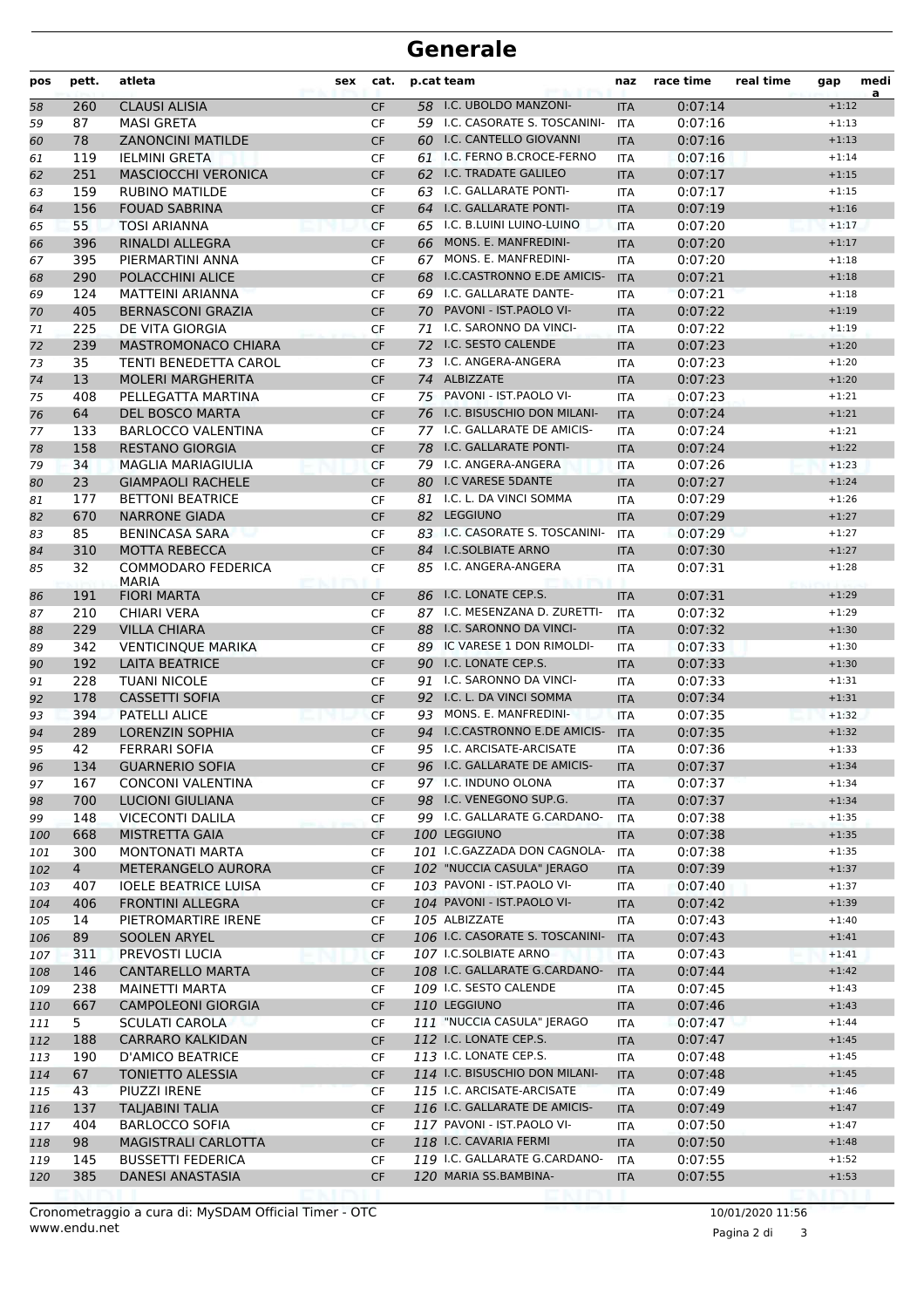# Generale

| pos | pett. | atleta | sex | cat. | p.cat | team | naz | race time | real time | gap | medi a |
|---|---|---|---|---|---|---|---|---|---|---|---|
| 58 | 260 | CLAUSI ALISIA | | CF | 58 | I.C. UBOLDO MANZONI- | ITA | 0:07:14 | | +1:12 | |
| 59 | 87 | MASI GRETA | | CF | 59 | I.C. CASORATE S. TOSCANINI- | ITA | 0:07:16 | | +1:13 | |
| 60 | 78 | ZANONCINI MATILDE | | CF | 60 | I.C. CANTELLO GIOVANNI | ITA | 0:07:16 | | +1:13 | |
| 61 | 119 | IELMINI GRETA | | CF | 61 | I.C. FERNO B.CROCE-FERNO | ITA | 0:07:16 | | +1:14 | |
| 62 | 251 | MASCIOCCHI VERONICA | | CF | 62 | I.C. TRADATE GALILEO | ITA | 0:07:17 | | +1:15 | |
| 63 | 159 | RUBINO MATILDE | | CF | 63 | I.C. GALLARATE PONTI- | ITA | 0:07:17 | | +1:15 | |
| 64 | 156 | FOUAD SABRINA | | CF | 64 | I.C. GALLARATE PONTI- | ITA | 0:07:19 | | +1:16 | |
| 65 | 55 | TOSI ARIANNA | | CF | 65 | I.C. B.LUINI LUINO-LUINO | ITA | 0:07:20 | | +1:17 | |
| 66 | 396 | RINALDI ALLEGRA | | CF | 66 | MONS. E. MANFREDINI- | ITA | 0:07:20 | | +1:17 | |
| 67 | 395 | PIERMARTINI ANNA | | CF | 67 | MONS. E. MANFREDINI- | ITA | 0:07:20 | | +1:18 | |
| 68 | 290 | POLACCHINI ALICE | | CF | 68 | I.C.CASTRONNO E.DE AMICIS- | ITA | 0:07:21 | | +1:18 | |
| 69 | 124 | MATTEINI ARIANNA | | CF | 69 | I.C. GALLARATE DANTE- | ITA | 0:07:21 | | +1:18 | |
| 70 | 405 | BERNASCONI GRAZIA | | CF | 70 | PAVONI - IST.PAOLO VI- | ITA | 0:07:22 | | +1:19 | |
| 71 | 225 | DE VITA GIORGIA | | CF | 71 | I.C. SARONNO DA VINCI- | ITA | 0:07:22 | | +1:19 | |
| 72 | 239 | MASTROMONACO CHIARA | | CF | 72 | I.C. SESTO CALENDE | ITA | 0:07:23 | | +1:20 | |
| 73 | 35 | TENTI BENEDETTA CAROL | | CF | 73 | I.C. ANGERA-ANGERA | ITA | 0:07:23 | | +1:20 | |
| 74 | 13 | MOLERI MARGHERITA | | CF | 74 | ALBIZZATE | ITA | 0:07:23 | | +1:20 | |
| 75 | 408 | PELLEGATTA MARTINA | | CF | 75 | PAVONI - IST.PAOLO VI- | ITA | 0:07:23 | | +1:21 | |
| 76 | 64 | DEL BOSCO MARTA | | CF | 76 | I.C. BISUSCHIO DON MILANI- | ITA | 0:07:24 | | +1:21 | |
| 77 | 133 | BARLOCCO VALENTINA | | CF | 77 | I.C. GALLARATE DE AMICIS- | ITA | 0:07:24 | | +1:21 | |
| 78 | 158 | RESTANO GIORGIA | | CF | 78 | I.C. GALLARATE PONTI- | ITA | 0:07:24 | | +1:22 | |
| 79 | 34 | MAGLIA MARIAGIULIA | | CF | 79 | I.C. ANGERA-ANGERA | ITA | 0:07:26 | | +1:23 | |
| 80 | 23 | GIAMPAOLI RACHELE | | CF | 80 | I.C VARESE 5DANTE | ITA | 0:07:27 | | +1:24 | |
| 81 | 177 | BETTONI BEATRICE | | CF | 81 | I.C. L. DA VINCI SOMMA | ITA | 0:07:29 | | +1:26 | |
| 82 | 670 | NARRONE GIADA | | CF | 82 | LEGGIUNO | ITA | 0:07:29 | | +1:27 | |
| 83 | 85 | BENINCASA SARA | | CF | 83 | I.C. CASORATE S. TOSCANINI- | ITA | 0:07:29 | | +1:27 | |
| 84 | 310 | MOTTA REBECCA | | CF | 84 | I.C.SOLBIATE ARNO | ITA | 0:07:30 | | +1:27 | |
| 85 | 32 | COMMODARO FEDERICA MARIA | | CF | 85 | I.C. ANGERA-ANGERA | ITA | 0:07:31 | | +1:28 | |
| 86 | 191 | FIORI MARTA | | CF | 86 | I.C. LONATE CEP.S. | ITA | 0:07:31 | | +1:29 | |
| 87 | 210 | CHIARI VERA | | CF | 87 | I.C. MESENZANA D. ZURETTI- | ITA | 0:07:32 | | +1:29 | |
| 88 | 229 | VILLA CHIARA | | CF | 88 | I.C. SARONNO DA VINCI- | ITA | 0:07:32 | | +1:30 | |
| 89 | 342 | VENTICINQUE MARIKA | | CF | 89 | IC VARESE 1 DON RIMOLDI- | ITA | 0:07:33 | | +1:30 | |
| 90 | 192 | LAITA BEATRICE | | CF | 90 | I.C. LONATE CEP.S. | ITA | 0:07:33 | | +1:30 | |
| 91 | 228 | TUANI NICOLE | | CF | 91 | I.C. SARONNO DA VINCI- | ITA | 0:07:33 | | +1:31 | |
| 92 | 178 | CASSETTI SOFIA | | CF | 92 | I.C. L. DA VINCI SOMMA | ITA | 0:07:34 | | +1:31 | |
| 93 | 394 | PATELLI ALICE | | CF | 93 | MONS. E. MANFREDINI- | ITA | 0:07:35 | | +1:32 | |
| 94 | 289 | LORENZIN SOPHIA | | CF | 94 | I.C.CASTRONNO E.DE AMICIS- | ITA | 0:07:35 | | +1:32 | |
| 95 | 42 | FERRARI SOFIA | | CF | 95 | I.C. ARCISATE-ARCISATE | ITA | 0:07:36 | | +1:33 | |
| 96 | 134 | GUARNERIO SOFIA | | CF | 96 | I.C. GALLARATE DE AMICIS- | ITA | 0:07:37 | | +1:34 | |
| 97 | 167 | CONCONI VALENTINA | | CF | 97 | I.C. INDUNO OLONA | ITA | 0:07:37 | | +1:34 | |
| 98 | 700 | LUCIONI GIULIANA | | CF | 98 | I.C. VENEGONO SUP.G. | ITA | 0:07:37 | | +1:34 | |
| 99 | 148 | VICECONTI DALILA | | CF | 99 | I.C. GALLARATE G.CARDANO- | ITA | 0:07:38 | | +1:35 | |
| 100 | 668 | MISTRETTA GAIA | | CF | 100 | LEGGIUNO | ITA | 0:07:38 | | +1:35 | |
| 101 | 300 | MONTONATI MARTA | | CF | 101 | I.C.GAZZADA DON CAGNOLA- | ITA | 0:07:38 | | +1:35 | |
| 102 | 4 | METERANGELO AURORA | | CF | 102 | "NUCCIA CASULA" JERAGO | ITA | 0:07:39 | | +1:37 | |
| 103 | 407 | IOELE BEATRICE LUISA | | CF | 103 | PAVONI - IST.PAOLO VI- | ITA | 0:07:40 | | +1:37 | |
| 104 | 406 | FRONTINI ALLEGRA | | CF | 104 | PAVONI - IST.PAOLO VI- | ITA | 0:07:42 | | +1:39 | |
| 105 | 14 | PIETROMARTIRE IRENE | | CF | 105 | ALBIZZATE | ITA | 0:07:43 | | +1:40 | |
| 106 | 89 | SOOLEN ARYEL | | CF | 106 | I.C. CASORATE S. TOSCANINI- | ITA | 0:07:43 | | +1:41 | |
| 107 | 311 | PREVOSTI LUCIA | | CF | 107 | I.C.SOLBIATE ARNO | ITA | 0:07:43 | | +1:41 | |
| 108 | 146 | CANTARELLO MARTA | | CF | 108 | I.C. GALLARATE G.CARDANO- | ITA | 0:07:44 | | +1:42 | |
| 109 | 238 | MAINETTI MARTA | | CF | 109 | I.C. SESTO CALENDE | ITA | 0:07:45 | | +1:43 | |
| 110 | 667 | CAMPOLEONI GIORGIA | | CF | 110 | LEGGIUNO | ITA | 0:07:46 | | +1:43 | |
| 111 | 5 | SCULATI CAROLA | | CF | 111 | "NUCCIA CASULA" JERAGO | ITA | 0:07:47 | | +1:44 | |
| 112 | 188 | CARRARO KALKIDAN | | CF | 112 | I.C. LONATE CEP.S. | ITA | 0:07:47 | | +1:45 | |
| 113 | 190 | D'AMICO BEATRICE | | CF | 113 | I.C. LONATE CEP.S. | ITA | 0:07:48 | | +1:45 | |
| 114 | 67 | TONIETTO ALESSIA | | CF | 114 | I.C. BISUSCHIO DON MILANI- | ITA | 0:07:48 | | +1:45 | |
| 115 | 43 | PIUZZI IRENE | | CF | 115 | I.C. ARCISATE-ARCISATE | ITA | 0:07:49 | | +1:46 | |
| 116 | 137 | TALJABINI TALIA | | CF | 116 | I.C. GALLARATE DE AMICIS- | ITA | 0:07:49 | | +1:47 | |
| 117 | 404 | BARLOCCO SOFIA | | CF | 117 | PAVONI - IST.PAOLO VI- | ITA | 0:07:50 | | +1:47 | |
| 118 | 98 | MAGISTRALI CARLOTTA | | CF | 118 | I.C. CAVARIA FERMI | ITA | 0:07:50 | | +1:48 | |
| 119 | 145 | BUSSETTI FEDERICA | | CF | 119 | I.C. GALLARATE G.CARDANO- | ITA | 0:07:55 | | +1:52 | |
| 120 | 385 | DANESI ANASTASIA | | CF | 120 | MARIA SS.BAMBINA- | ITA | 0:07:55 | | +1:53 | |

Cronometraggio a cura di: MySDAM Official Timer - OTC
www.endu.net

10/01/2020 11:56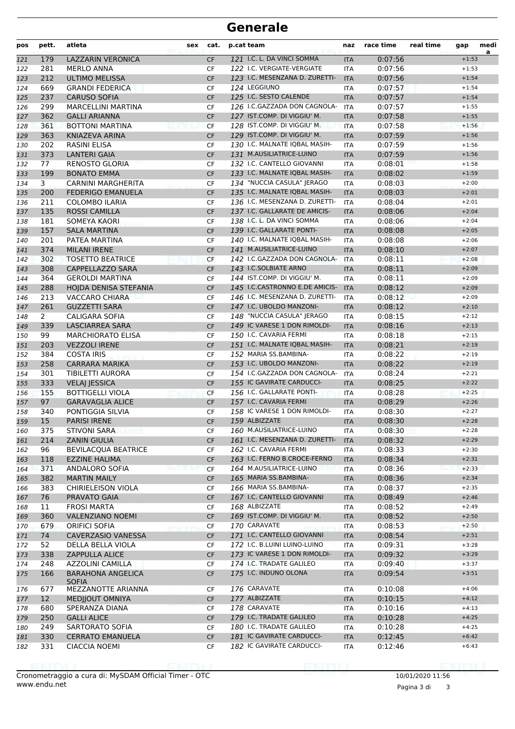# Generale

| pos | pett. | atleta | sex | cat. | p.cat | team | naz | race time | real time | gap | media |
|---|---|---|---|---|---|---|---|---|---|---|---|
| 121 | 179 | LAZZARIN VERONICA | | CF | 121 | I.C. L. DA VINCI SOMMA | ITA | 0:07:56 | | +1:53 | |
| 122 | 281 | MERLO ANNA | | CF | 122 | I.C. VERGIATE-VERGIATE | ITA | 0:07:56 | | +1:53 | |
| 123 | 212 | ULTIMO MELISSA | | CF | 123 | I.C. MESENZANA D. ZURETTI- | ITA | 0:07:56 | | +1:54 | |
| 124 | 669 | GRANDI FEDERICA | | CF | 124 | LEGGIUNO | ITA | 0:07:57 | | +1:54 | |
| 125 | 237 | CARUSO SOFIA | | CF | 125 | I.C. SESTO CALENDE | ITA | 0:07:57 | | +1:54 | |
| 126 | 299 | MARCELLINI MARTINA | | CF | 126 | I.C.GAZZADA DON CAGNOLA- | ITA | 0:07:57 | | +1:55 | |
| 127 | 362 | GALLI ARIANNA | | CF | 127 | IST.COMP. DI VIGGIU' M. | ITA | 0:07:58 | | +1:55 | |
| 128 | 361 | BOTTONI MARTINA | | CF | 128 | IST.COMP. DI VIGGIU' M. | ITA | 0:07:58 | | +1:56 | |
| 129 | 363 | KNIAZEVA ARINA | | CF | 129 | IST.COMP. DI VIGGIU' M. | ITA | 0:07:59 | | +1:56 | |
| 130 | 202 | RASINI ELISA | | CF | 130 | I.C. MALNATE IQBAL MASIH- | ITA | 0:07:59 | | +1:56 | |
| 131 | 373 | LANTERI GAIA | | CF | 131 | M.AUSILIATRICE-LUINO | ITA | 0:07:59 | | +1:56 | |
| 132 | 77 | RENOSTO GLORIA | | CF | 132 | I.C. CANTELLO GIOVANNI | ITA | 0:08:01 | | +1:58 | |
| 133 | 199 | BONATO EMMA | | CF | 133 | I.C. MALNATE IQBAL MASIH- | ITA | 0:08:02 | | +1:59 | |
| 134 | 3 | CARNINI MARGHERITA | | CF | 134 | "NUCCIA CASULA" JERAGO | ITA | 0:08:03 | | +2:00 | |
| 135 | 200 | FEDERIGO EMANUELA | | CF | 135 | I.C. MALNATE IQBAL MASIH- | ITA | 0:08:03 | | +2:01 | |
| 136 | 211 | COLOMBO ILARIA | | CF | 136 | I.C. MESENZANA D. ZURETTI- | ITA | 0:08:04 | | +2:01 | |
| 137 | 135 | ROSSI CAMILLA | | CF | 137 | I.C. GALLARATE DE AMICIS- | ITA | 0:08:06 | | +2:04 | |
| 138 | 181 | SOMEYA KAORI | | CF | 138 | I.C. L. DA VINCI SOMMA | ITA | 0:08:06 | | +2:04 | |
| 139 | 157 | SALA MARTINA | | CF | 139 | I.C. GALLARATE PONTI- | ITA | 0:08:08 | | +2:05 | |
| 140 | 201 | PATEA MARTINA | | CF | 140 | I.C. MALNATE IQBAL MASIH- | ITA | 0:08:08 | | +2:06 | |
| 141 | 374 | MILANI IRENE | | CF | 141 | M.AUSILIATRICE-LUINO | ITA | 0:08:10 | | +2:07 | |
| 142 | 302 | TOSETTO BEATRICE | | CF | 142 | I.C.GAZZADA DON CAGNOLA- | ITA | 0:08:11 | | +2:08 | |
| 143 | 308 | CAPPELLAZZO SARA | | CF | 143 | I.C.SOLBIATE ARNO | ITA | 0:08:11 | | +2:09 | |
| 144 | 364 | GEROLDI MARTINA | | CF | 144 | IST.COMP. DI VIGGIU' M. | ITA | 0:08:11 | | +2:09 | |
| 145 | 288 | HOJDA DENISA STEFANIA | | CF | 145 | I.C.CASTRONNO E.DE AMICIS- | ITA | 0:08:12 | | +2:09 | |
| 146 | 213 | VACCARO CHIARA | | CF | 146 | I.C. MESENZANA D. ZURETTI- | ITA | 0:08:12 | | +2:09 | |
| 147 | 261 | GUZZETTI SARA | | CF | 147 | I.C. UBOLDO MANZONI- | ITA | 0:08:12 | | +2:10 | |
| 148 | 2 | CALIGARA SOFIA | | CF | 148 | "NUCCIA CASULA" JERAGO | ITA | 0:08:15 | | +2:12 | |
| 149 | 339 | LASCIARREA SARA | | CF | 149 | IC VARESE 1 DON RIMOLDI- | ITA | 0:08:16 | | +2:13 | |
| 150 | 99 | MARCHIORATO ELISA | | CF | 150 | I.C. CAVARIA FERMI | ITA | 0:08:18 | | +2:15 | |
| 151 | 203 | VEZZOLI IRENE | | CF | 151 | I.C. MALNATE IQBAL MASIH- | ITA | 0:08:21 | | +2:19 | |
| 152 | 384 | COSTA IRIS | | CF | 152 | MARIA SS.BAMBINA- | ITA | 0:08:22 | | +2:19 | |
| 153 | 258 | CARRARA MARIKA | | CF | 153 | I.C. UBOLDO MANZONI- | ITA | 0:08:22 | | +2:19 | |
| 154 | 301 | TIBILETTI AURORA | | CF | 154 | I.C.GAZZADA DON CAGNOLA- | ITA | 0:08:24 | | +2:21 | |
| 155 | 333 | VELAJ JESSICA | | CF | 155 | IC GAVIRATE CARDUCCI- | ITA | 0:08:25 | | +2:22 | |
| 156 | 155 | BOTTIGELLI VIOLA | | CF | 156 | I.C. GALLARATE PONTI- | ITA | 0:08:28 | | +2:25 | |
| 157 | 97 | GARAVAGLIA ALICE | | CF | 157 | I.C. CAVARIA FERMI | ITA | 0:08:29 | | +2:26 | |
| 158 | 340 | PONTIGGIA SILVIA | | CF | 158 | IC VARESE 1 DON RIMOLDI- | ITA | 0:08:30 | | +2:27 | |
| 159 | 15 | PARISI IRENE | | CF | 159 | ALBIZZATE | ITA | 0:08:30 | | +2:28 | |
| 160 | 375 | STIVONI SARA | | CF | 160 | M.AUSILIATRICE-LUINO | ITA | 0:08:30 | | +2:28 | |
| 161 | 214 | ZANIN GIULIA | | CF | 161 | I.C. MESENZANA D. ZURETTI- | ITA | 0:08:32 | | +2:29 | |
| 162 | 96 | BEVILACQUA BEATRICE | | CF | 162 | I.C. CAVARIA FERMI | ITA | 0:08:33 | | +2:30 | |
| 163 | 118 | EZZINE HALIMA | | CF | 163 | I.C. FERNO B.CROCE-FERNO | ITA | 0:08:34 | | +2:31 | |
| 164 | 371 | ANDALORO SOFIA | | CF | 164 | M.AUSILIATRICE-LUINO | ITA | 0:08:36 | | +2:33 | |
| 165 | 382 | MARTIN MAILY | | CF | 165 | MARIA SS.BAMBINA- | ITA | 0:08:36 | | +2:34 | |
| 166 | 383 | CHIRIELEISON VIOLA | | CF | 166 | MARIA SS.BAMBINA- | ITA | 0:08:37 | | +2:35 | |
| 167 | 76 | PRAVATO GAIA | | CF | 167 | I.C. CANTELLO GIOVANNI | ITA | 0:08:49 | | +2:46 | |
| 168 | 11 | FROSI MARTA | | CF | 168 | ALBIZZATE | ITA | 0:08:52 | | +2:49 | |
| 169 | 360 | VALENZIANO NOEMI | | CF | 169 | IST.COMP. DI VIGGIU' M. | ITA | 0:08:52 | | +2:50 | |
| 170 | 679 | ORIFICI SOFIA | | CF | 170 | CARAVATE | ITA | 0:08:53 | | +2:50 | |
| 171 | 74 | CAVERZASIO VANESSA | | CF | 171 | I.C. CANTELLO GIOVANNI | ITA | 0:08:54 | | +2:51 | |
| 172 | 52 | DELLA BELLA VIOLA | | CF | 172 | I.C. B.LUINI LUINO-LUINO | ITA | 0:09:31 | | +3:28 | |
| 173 | 338 | ZAPPULLA ALICE | | CF | 173 | IC VARESE 1 DON RIMOLDI- | ITA | 0:09:32 | | +3:29 | |
| 174 | 248 | AZZOLINI CAMILLA | | CF | 174 | I.C. TRADATE GALILEO | ITA | 0:09:40 | | +3:37 | |
| 175 | 166 | BARAHONA ANGELICA SOFIA | | CF | 175 | I.C. INDUNO OLONA | ITA | 0:09:54 | | +3:51 | |
| 176 | 677 | MEZZANOTTE ARIANNA | | CF | 176 | CARAVATE | ITA | 0:10:08 | | +4:06 | |
| 177 | 12 | MEDJJOUT OMNIYA | | CF | 177 | ALBIZZATE | ITA | 0:10:15 | | +4:12 | |
| 178 | 680 | SPERANZA DIANA | | CF | 178 | CARAVATE | ITA | 0:10:16 | | +4:13 | |
| 179 | 250 | GALLI ALICE | | CF | 179 | I.C. TRADATE GALILEO | ITA | 0:10:28 | | +4:25 | |
| 180 | 249 | SARTORATO SOFIA | | CF | 180 | I.C. TRADATE GALILEO | ITA | 0:10:28 | | +4:25 | |
| 181 | 330 | CERRATO EMANUELA | | CF | 181 | IC GAVIRATE CARDUCCI- | ITA | 0:12:45 | | +6:42 | |
| 182 | 331 | CIACCIA NOEMI | | CF | 182 | IC GAVIRATE CARDUCCI- | ITA | 0:12:46 | | +6:43 | |

Cronometraggio a cura di: MySDAM Official Timer - OTC
www.endu.net

10/01/2020 11:56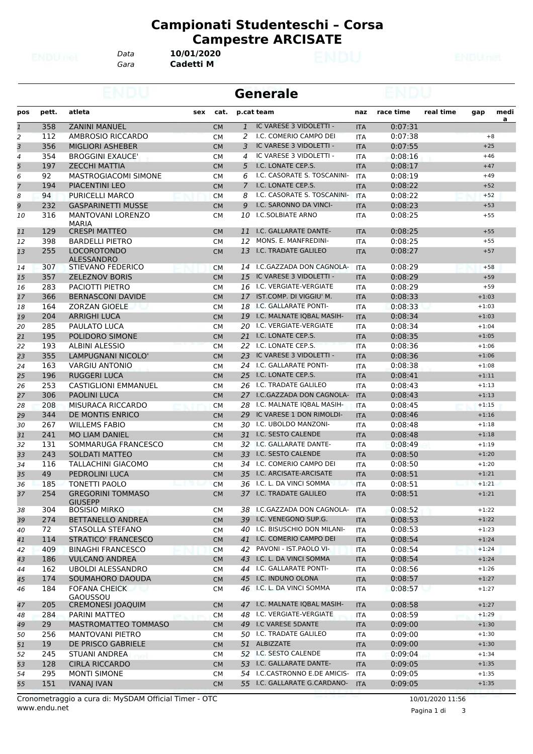# Campionati Studenteschi – Corsa Campestre ARCISATE

Data **10/01/2020**
Gara **Cadetti M**

## Generale

| pos | pett. | atleta | sex | cat. | p.cat | team | naz | race time | real time | gap | media |
|---|---|---|---|---|---|---|---|---|---|---|---|
| 1 | 358 | ZANINI MANUEL | | CM | 1 | IC VARESE 3 VIDOLETTI - | ITA | 0:07:31 | | | |
| 2 | 112 | AMBROSIO RICCARDO | | CM | 2 | I.C. COMERIO CAMPO DEI | ITA | 0:07:38 | | +8 | |
| 3 | 356 | MIGLIORI ASHEBER | | CM | 3 | IC VARESE 3 VIDOLETTI - | ITA | 0:07:55 | | +25 | |
| 4 | 354 | BROGGINI EXAUCE' | | CM | 4 | IC VARESE 3 VIDOLETTI - | ITA | 0:08:16 | | +46 | |
| 5 | 197 | ZECCHI MATTIA | | CM | 5 | I.C. LONATE CEP.S. | ITA | 0:08:17 | | +47 | |
| 6 | 92 | MASTROGIACOMI SIMONE | | CM | 6 | I.C. CASORATE S. TOSCANINI- | ITA | 0:08:19 | | +49 | |
| 7 | 194 | PIACENTINI LEO | | CM | 7 | I.C. LONATE CEP.S. | ITA | 0:08:22 | | +52 | |
| 8 | 94 | PURICELLI MARCO | | CM | 8 | I.C. CASORATE S. TOSCANINI- | ITA | 0:08:22 | | +52 | |
| 9 | 232 | GASPARINETTI MUSSE | | CM | 9 | I.C. SARONNO DA VINCI- | ITA | 0:08:23 | | +53 | |
| 10 | 316 | MANTOVANI LORENZO MARIA | | CM | 10 | I.C.SOLBIATE ARNO | ITA | 0:08:25 | | +55 | |
| 11 | 129 | CRESPI MATTEO | | CM | 11 | I.C. GALLARATE DANTE- | ITA | 0:08:25 | | +55 | |
| 12 | 398 | BARDELLI PIETRO | | CM | 12 | MONS. E. MANFREDINI- | ITA | 0:08:25 | | +55 | |
| 13 | 255 | LOCOROTONDO ALESSANDRO | | CM | 13 | I.C. TRADATE GALILEO | ITA | 0:08:27 | | +57 | |
| 14 | 307 | STIEVANO FEDERICO | | CM | 14 | I.C.GAZZADA DON CAGNOLA- | ITA | 0:08:29 | | +58 | |
| 15 | 357 | ZELEZNOV BORIS | | CM | 15 | IC VARESE 3 VIDOLETTI - | ITA | 0:08:29 | | +59 | |
| 16 | 283 | PACIOTTI PIETRO | | CM | 16 | I.C. VERGIATE-VERGIATE | ITA | 0:08:29 | | +59 | |
| 17 | 366 | BERNASCONI DAVIDE | | CM | 17 | IST.COMP. DI VIGGIU' M. | ITA | 0:08:33 | | +1:03 | |
| 18 | 164 | ZORZAN GIOELE | | CM | 18 | I.C. GALLARATE PONTI- | ITA | 0:08:33 | | +1:03 | |
| 19 | 204 | ARRIGHI LUCA | | CM | 19 | I.C. MALNATE IQBAL MASIH- | ITA | 0:08:34 | | +1:03 | |
| 20 | 285 | PAULATO LUCA | | CM | 20 | I.C. VERGIATE-VERGIATE | ITA | 0:08:34 | | +1:04 | |
| 21 | 195 | POLIDORO SIMONE | | CM | 21 | I.C. LONATE CEP.S. | ITA | 0:08:35 | | +1:05 | |
| 22 | 193 | ALBINI ALESSIO | | CM | 22 | I.C. LONATE CEP.S. | ITA | 0:08:36 | | +1:06 | |
| 23 | 355 | LAMPUGNANI NICOLO' | | CM | 23 | IC VARESE 3 VIDOLETTI - | ITA | 0:08:36 | | +1:06 | |
| 24 | 163 | VARGIU ANTONIO | | CM | 24 | I.C. GALLARATE PONTI- | ITA | 0:08:38 | | +1:08 | |
| 25 | 196 | RUGGERI LUCA | | CM | 25 | I.C. LONATE CEP.S. | ITA | 0:08:41 | | +1:11 | |
| 26 | 253 | CASTIGLIONI EMMANUEL | | CM | 26 | I.C. TRADATE GALILEO | ITA | 0:08:43 | | +1:13 | |
| 27 | 306 | PAOLINI LUCA | | CM | 27 | I.C.GAZZADA DON CAGNOLA- | ITA | 0:08:43 | | +1:13 | |
| 28 | 208 | MISURACA RICCARDO | | CM | 28 | I.C. MALNATE IQBAL MASIH- | ITA | 0:08:45 | | +1:15 | |
| 29 | 344 | DE MONTIS ENRICO | | CM | 29 | IC VARESE 1 DON RIMOLDI- | ITA | 0:08:46 | | +1:16 | |
| 30 | 267 | WILLEMS FABIO | | CM | 30 | I.C. UBOLDO MANZONI- | ITA | 0:08:48 | | +1:18 | |
| 31 | 241 | MO LIAM DANIEL | | CM | 31 | I.C. SESTO CALENDE | ITA | 0:08:48 | | +1:18 | |
| 32 | 131 | SOMMARUGA FRANCESCO | | CM | 32 | I.C. GALLARATE DANTE- | ITA | 0:08:49 | | +1:19 | |
| 33 | 243 | SOLDATI MATTEO | | CM | 33 | I.C. SESTO CALENDE | ITA | 0:08:50 | | +1:20 | |
| 34 | 116 | TALLACHINI GIACOMO | | CM | 34 | I.C. COMERIO CAMPO DEI | ITA | 0:08:50 | | +1:20 | |
| 35 | 49 | PEDROLINI LUCA | | CM | 35 | I.C. ARCISATE-ARCISATE | ITA | 0:08:51 | | +1:21 | |
| 36 | 185 | TONETTI PAOLO | | CM | 36 | I.C. L. DA VINCI SOMMA | ITA | 0:08:51 | | +1:21 | |
| 37 | 254 | GREGORINI TOMMASO GIUSEPP | | CM | 37 | I.C. TRADATE GALILEO | ITA | 0:08:51 | | +1:21 | |
| 38 | 304 | BOSISIO MIRKO | | CM | 38 | I.C.GAZZADA DON CAGNOLA- | ITA | 0:08:52 | | +1:22 | |
| 39 | 274 | BETTANELLO ANDREA | | CM | 39 | I.C. VENEGONO SUP.G. | ITA | 0:08:53 | | +1:22 | |
| 40 | 72 | STASOLLA STEFANO | | CM | 40 | I.C. BISUSCHIO DON MILANI- | ITA | 0:08:53 | | +1:23 | |
| 41 | 114 | STRATICO' FRANCESCO | | CM | 41 | I.C. COMERIO CAMPO DEI | ITA | 0:08:54 | | +1:24 | |
| 42 | 409 | BINAGHI FRANCESCO | | CM | 42 | PAVONI - IST.PAOLO VI- | ITA | 0:08:54 | | +1:24 | |
| 43 | 186 | VULCANO ANDREA | | CM | 43 | I.C. L. DA VINCI SOMMA | ITA | 0:08:54 | | +1:24 | |
| 44 | 162 | UBOLDI ALESSANDRO | | CM | 44 | I.C. GALLARATE PONTI- | ITA | 0:08:56 | | +1:26 | |
| 45 | 174 | SOUMAHORO DAOUDA | | CM | 45 | I.C. INDUNO OLONA | ITA | 0:08:57 | | +1:27 | |
| 46 | 184 | FOFANA CHEICK GAOUSSOU | | CM | 46 | I.C. L. DA VINCI SOMMA | ITA | 0:08:57 | | +1:27 | |
| 47 | 205 | CREMONESI JOAQUIM | | CM | 47 | I.C. MALNATE IQBAL MASIH- | ITA | 0:08:58 | | +1:27 | |
| 48 | 284 | PARINI MATTEO | | CM | 48 | I.C. VERGIATE-VERGIATE | ITA | 0:08:59 | | +1:29 | |
| 49 | 29 | MASTROMATTEO TOMMASO | | CM | 49 | I.C VARESE 5DANTE | ITA | 0:09:00 | | +1:30 | |
| 50 | 256 | MANTOVANI PIETRO | | CM | 50 | I.C. TRADATE GALILEO | ITA | 0:09:00 | | +1:30 | |
| 51 | 19 | DE PRISCO GABRIELE | | CM | 51 | ALBIZZATE | ITA | 0:09:00 | | +1:30 | |
| 52 | 245 | STUANI ANDREA | | CM | 52 | I.C. SESTO CALENDE | ITA | 0:09:04 | | +1:34 | |
| 53 | 128 | CIRLA RICCARDO | | CM | 53 | I.C. GALLARATE DANTE- | ITA | 0:09:05 | | +1:35 | |
| 54 | 295 | MONTI SIMONE | | CM | 54 | I.C.CASTRONNO E.DE AMICIS- | ITA | 0:09:05 | | +1:35 | |
| 55 | 151 | IVANAJ IVAN | | CM | 55 | I.C. GALLARATE G.CARDANO- | ITA | 0:09:05 | | +1:35 | |

Cronometraggio a cura di: MySDAM Official Timer - OTC
www.endu.net

10/01/2020 11:56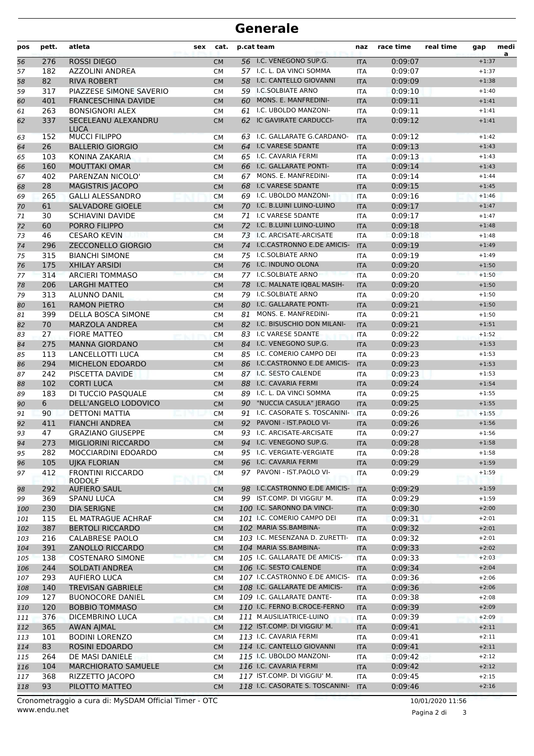# Generale

| pos | pett. | atleta | sex | cat. | p.cat | team | naz | race time | real time | gap | media |
|---|---|---|---|---|---|---|---|---|---|---|---|
| 56 | 276 | ROSSI DIEGO | | CM | 56 | I.C. VENEGONO SUP.G. | ITA | 0:09:07 | | +1:37 | |
| 57 | 182 | AZZOLINI ANDREA | | CM | 57 | I.C. L. DA VINCI SOMMA | ITA | 0:09:07 | | +1:37 | |
| 58 | 82 | RIVA ROBERT | | CM | 58 | I.C. CANTELLO GIOVANNI | ITA | 0:09:09 | | +1:38 | |
| 59 | 317 | PIAZZESE SIMONE SAVERIO | | CM | 59 | I.C.SOLBIATE ARNO | ITA | 0:09:10 | | +1:40 | |
| 60 | 401 | FRANCESCHINA DAVIDE | | CM | 60 | MONS. E. MANFREDINI- | ITA | 0:09:11 | | +1:41 | |
| 61 | 263 | BONSIGNORI ALEX | | CM | 61 | I.C. UBOLDO MANZONI- | ITA | 0:09:11 | | +1:41 | |
| 62 | 337 | SECELEANU ALEXANDRU LUCA | | CM | 62 | IC GAVIRATE CARDUCCI- | ITA | 0:09:12 | | +1:41 | |
| 63 | 152 | MUCCI FILIPPO | | CM | 63 | I.C. GALLARATE G.CARDANO- | ITA | 0:09:12 | | +1:42 | |
| 64 | 26 | BALLERIO GIORGIO | | CM | 64 | I.C VARESE 5DANTE | ITA | 0:09:13 | | +1:43 | |
| 65 | 103 | KONINA ZAKARIA | | CM | 65 | I.C. CAVARIA FERMI | ITA | 0:09:13 | | +1:43 | |
| 66 | 160 | MOUTTAKI OMAR | | CM | 66 | I.C. GALLARATE PONTI- | ITA | 0:09:14 | | +1:43 | |
| 67 | 402 | PARENZAN NICOLO' | | CM | 67 | MONS. E. MANFREDINI- | ITA | 0:09:14 | | +1:44 | |
| 68 | 28 | MAGISTRIS JACOPO | | CM | 68 | I.C VARESE 5DANTE | ITA | 0:09:15 | | +1:45 | |
| 69 | 265 | GALLI ALESSANDRO | | CM | 69 | I.C. UBOLDO MANZONI- | ITA | 0:09:16 | | +1:46 | |
| 70 | 61 | SALVADORE GIOELE | | CM | 70 | I.C. B.LUINI LUINO-LUINO | ITA | 0:09:17 | | +1:47 | |
| 71 | 30 | SCHIAVINI DAVIDE | | CM | 71 | I.C VARESE 5DANTE | ITA | 0:09:17 | | +1:47 | |
| 72 | 60 | PORRO FILIPPO | | CM | 72 | I.C. B.LUINI LUINO-LUINO | ITA | 0:09:18 | | +1:48 | |
| 73 | 46 | CESARO KEVIN | | CM | 73 | I.C. ARCISATE-ARCISATE | ITA | 0:09:18 | | +1:48 | |
| 74 | 296 | ZECCONELLO GIORGIO | | CM | 74 | I.C.CASTRONNO E.DE AMICIS- | ITA | 0:09:19 | | +1:49 | |
| 75 | 315 | BIANCHI SIMONE | | CM | 75 | I.C.SOLBIATE ARNO | ITA | 0:09:19 | | +1:49 | |
| 76 | 175 | XHILAY ARSIDI | | CM | 76 | I.C. INDUNO OLONA | ITA | 0:09:20 | | +1:50 | |
| 77 | 314 | ARCIERI TOMMASO | | CM | 77 | I.C.SOLBIATE ARNO | ITA | 0:09:20 | | +1:50 | |
| 78 | 206 | LARGHI MATTEO | | CM | 78 | I.C. MALNATE IQBAL MASIH- | ITA | 0:09:20 | | +1:50 | |
| 79 | 313 | ALUNNO DANIL | | CM | 79 | I.C.SOLBIATE ARNO | ITA | 0:09:20 | | +1:50 | |
| 80 | 161 | RAMON PIETRO | | CM | 80 | I.C. GALLARATE PONTI- | ITA | 0:09:21 | | +1:50 | |
| 81 | 399 | DELLA BOSCA SIMONE | | CM | 81 | MONS. E. MANFREDINI- | ITA | 0:09:21 | | +1:50 | |
| 82 | 70 | MARZOLA ANDREA | | CM | 82 | I.C. BISUSCHIO DON MILANI- | ITA | 0:09:21 | | +1:51 | |
| 83 | 27 | FIORE MATTEO | | CM | 83 | I.C VARESE 5DANTE | ITA | 0:09:22 | | +1:52 | |
| 84 | 275 | MANNA GIORDANO | | CM | 84 | I.C. VENEGONO SUP.G. | ITA | 0:09:23 | | +1:53 | |
| 85 | 113 | LANCELLOTTI LUCA | | CM | 85 | I.C. COMERIO CAMPO DEI | ITA | 0:09:23 | | +1:53 | |
| 86 | 294 | MICHELON EDOARDO | | CM | 86 | I.C.CASTRONNO E.DE AMICIS- | ITA | 0:09:23 | | +1:53 | |
| 87 | 242 | PISCETTA DAVIDE | | CM | 87 | I.C. SESTO CALENDE | ITA | 0:09:23 | | +1:53 | |
| 88 | 102 | CORTI LUCA | | CM | 88 | I.C. CAVARIA FERMI | ITA | 0:09:24 | | +1:54 | |
| 89 | 183 | DI TUCCIO PASQUALE | | CM | 89 | I.C. L. DA VINCI SOMMA | ITA | 0:09:25 | | +1:55 | |
| 90 | 6 | DELL'ANGELO LODOVICO | | CM | 90 | "NUCCIA CASULA" JERAGO | ITA | 0:09:25 | | +1:55 | |
| 91 | 90 | DETTONI MATTIA | | CM | 91 | I.C. CASORATE S. TOSCANINI- | ITA | 0:09:26 | | +1:55 | |
| 92 | 411 | FIANCHI ANDREA | | CM | 92 | PAVONI - IST.PAOLO VI- | ITA | 0:09:26 | | +1:56 | |
| 93 | 47 | GRAZIANO GIUSEPPE | | CM | 93 | I.C. ARCISATE-ARCISATE | ITA | 0:09:27 | | +1:56 | |
| 94 | 273 | MIGLIORINI RICCARDO | | CM | 94 | I.C. VENEGONO SUP.G. | ITA | 0:09:28 | | +1:58 | |
| 95 | 282 | MOCCIARDINI EDOARDO | | CM | 95 | I.C. VERGIATE-VERGIATE | ITA | 0:09:28 | | +1:58 | |
| 96 | 105 | UJKA FLORIAN | | CM | 96 | I.C. CAVARIA FERMI | ITA | 0:09:29 | | +1:59 | |
| 97 | 412 | FRONTINI RICCARDO RODOLF | | CM | 97 | PAVONI - IST.PAOLO VI- | ITA | 0:09:29 | | +1:59 | |
| 98 | 292 | AUFIERO SAUL | | CM | 98 | I.C.CASTRONNO E.DE AMICIS- | ITA | 0:09:29 | | +1:59 | |
| 99 | 369 | SPANU LUCA | | CM | 99 | IST.COMP. DI VIGGIU' M. | ITA | 0:09:29 | | +1:59 | |
| 100 | 230 | DIA SERIGNE | | CM | 100 | I.C. SARONNO DA VINCI- | ITA | 0:09:30 | | +2:00 | |
| 101 | 115 | EL MATRAGUE ACHRAF | | CM | 101 | I.C. COMERIO CAMPO DEI | ITA | 0:09:31 | | +2:01 | |
| 102 | 387 | BERTOLI RICCARDO | | CM | 102 | MARIA SS.BAMBINA- | ITA | 0:09:32 | | +2:01 | |
| 103 | 216 | CALABRESE PAOLO | | CM | 103 | I.C. MESENZANA D. ZURETTI- | ITA | 0:09:32 | | +2:01 | |
| 104 | 391 | ZANOLLO RICCARDO | | CM | 104 | MARIA SS.BAMBINA- | ITA | 0:09:33 | | +2:02 | |
| 105 | 138 | COSTENARO SIMONE | | CM | 105 | I.C. GALLARATE DE AMICIS- | ITA | 0:09:33 | | +2:03 | |
| 106 | 244 | SOLDATI ANDREA | | CM | 106 | I.C. SESTO CALENDE | ITA | 0:09:34 | | +2:04 | |
| 107 | 293 | AUFIERO LUCA | | CM | 107 | I.C.CASTRONNO E.DE AMICIS- | ITA | 0:09:36 | | +2:06 | |
| 108 | 140 | TREVISAN GABRIELE | | CM | 108 | I.C. GALLARATE DE AMICIS- | ITA | 0:09:36 | | +2:06 | |
| 109 | 127 | BUONOCORE DANIEL | | CM | 109 | I.C. GALLARATE DANTE- | ITA | 0:09:38 | | +2:08 | |
| 110 | 120 | BOBBIO TOMMASO | | CM | 110 | I.C. FERNO B.CROCE-FERNO | ITA | 0:09:39 | | +2:09 | |
| 111 | 376 | DICEMBRINO LUCA | | CM | 111 | M.AUSILIATRICE-LUINO | ITA | 0:09:39 | | +2:09 | |
| 112 | 365 | AWAN AJMAL | | CM | 112 | IST.COMP. DI VIGGIU' M. | ITA | 0:09:41 | | +2:11 | |
| 113 | 101 | BODINI LORENZO | | CM | 113 | I.C. CAVARIA FERMI | ITA | 0:09:41 | | +2:11 | |
| 114 | 83 | ROSINI EDOARDO | | CM | 114 | I.C. CANTELLO GIOVANNI | ITA | 0:09:41 | | +2:11 | |
| 115 | 264 | DE MASI DANIELE | | CM | 115 | I.C. UBOLDO MANZONI- | ITA | 0:09:42 | | +2:12 | |
| 116 | 104 | MARCHIORATO SAMUELE | | CM | 116 | I.C. CAVARIA FERMI | ITA | 0:09:42 | | +2:12 | |
| 117 | 368 | RIZZETTO JACOPO | | CM | 117 | IST.COMP. DI VIGGIU' M. | ITA | 0:09:45 | | +2:15 | |
| 118 | 93 | PILOTTO MATTEO | | CM | 118 | I.C. CASORATE S. TOSCANINI- | ITA | 0:09:46 | | +2:16 | |

Cronometraggio a cura di: MySDAM Official Timer - OTC
www.endu.net
10/01/2020 11:56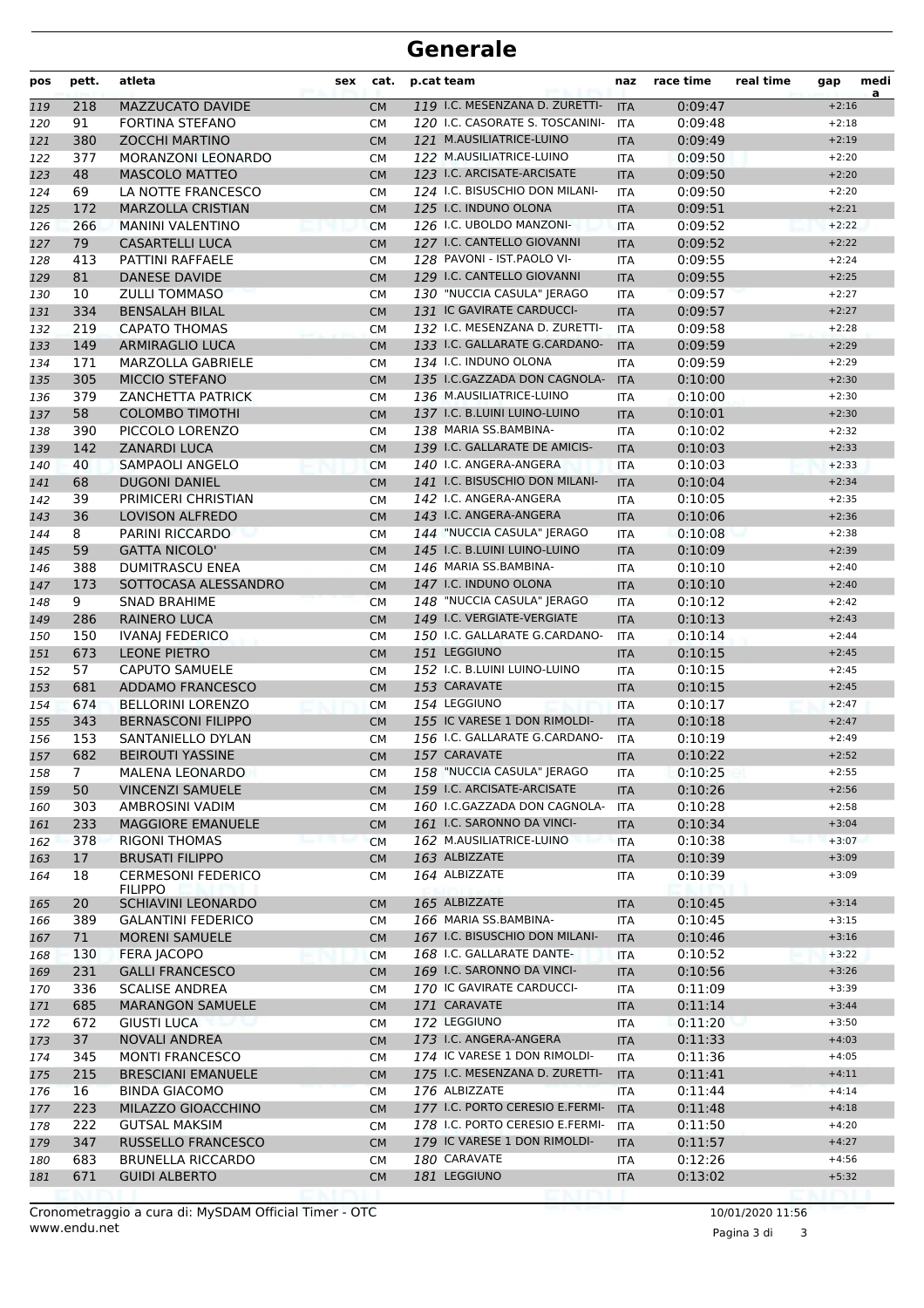# Generale

| pos | pett. | atleta | sex | cat. | p.cat team | naz | race time | real time | gap | media |
|---|---|---|---|---|---|---|---|---|---|---|
| 119 | 218 | MAZZUCATO DAVIDE | | CM | 119 I.C. MESENZANA D. ZURETTI- | ITA | 0:09:47 | | +2:16 | |
| 120 | 91 | FORTINA STEFANO | | CM | 120 I.C. CASORATE S. TOSCANINI- | ITA | 0:09:48 | | +2:18 | |
| 121 | 380 | ZOCCHI MARTINO | | CM | 121 M.AUSILIATRICE-LUINO | ITA | 0:09:49 | | +2:19 | |
| 122 | 377 | MORANZONI LEONARDO | | CM | 122 M.AUSILIATRICE-LUINO | ITA | 0:09:50 | | +2:20 | |
| 123 | 48 | MASCOLO MATTEO | | CM | 123 I.C. ARCISATE-ARCISATE | ITA | 0:09:50 | | +2:20 | |
| 124 | 69 | LA NOTTE FRANCESCO | | CM | 124 I.C. BISUSCHIO DON MILANI- | ITA | 0:09:50 | | +2:20 | |
| 125 | 172 | MARZOLLA CRISTIAN | | CM | 125 I.C. INDUNO OLONA | ITA | 0:09:51 | | +2:21 | |
| 126 | 266 | MANINI VALENTINO | | CM | 126 I.C. UBOLDO MANZONI- | ITA | 0:09:52 | | +2:22 | |
| 127 | 79 | CASARTELLI LUCA | | CM | 127 I.C. CANTELLO GIOVANNI | ITA | 0:09:52 | | +2:22 | |
| 128 | 413 | PATTINI RAFFAELE | | CM | 128 PAVONI - IST.PAOLO VI- | ITA | 0:09:55 | | +2:24 | |
| 129 | 81 | DANESE DAVIDE | | CM | 129 I.C. CANTELLO GIOVANNI | ITA | 0:09:55 | | +2:25 | |
| 130 | 10 | ZULLI TOMMASO | | CM | 130 "NUCCIA CASULA" JERAGO | ITA | 0:09:57 | | +2:27 | |
| 131 | 334 | BENSALAH BILAL | | CM | 131 IC GAVIRATE CARDUCCI- | ITA | 0:09:57 | | +2:27 | |
| 132 | 219 | CAPATO THOMAS | | CM | 132 I.C. MESENZANA D. ZURETTI- | ITA | 0:09:58 | | +2:28 | |
| 133 | 149 | ARMIRAGLIO LUCA | | CM | 133 I.C. GALLARATE G.CARDANO- | ITA | 0:09:59 | | +2:29 | |
| 134 | 171 | MARZOLLA GABRIELE | | CM | 134 I.C. INDUNO OLONA | ITA | 0:09:59 | | +2:29 | |
| 135 | 305 | MICCIO STEFANO | | CM | 135 I.C.GAZZADA DON CAGNOLA- | ITA | 0:10:00 | | +2:30 | |
| 136 | 379 | ZANCHETTA PATRICK | | CM | 136 M.AUSILIATRICE-LUINO | ITA | 0:10:00 | | +2:30 | |
| 137 | 58 | COLOMBO TIMOTHI | | CM | 137 I.C. B.LUINI LUINO-LUINO | ITA | 0:10:01 | | +2:30 | |
| 138 | 390 | PICCOLO LORENZO | | CM | 138 MARIA SS.BAMBINA- | ITA | 0:10:02 | | +2:32 | |
| 139 | 142 | ZANARDI LUCA | | CM | 139 I.C. GALLARATE DE AMICIS- | ITA | 0:10:03 | | +2:33 | |
| 140 | 40 | SAMPAOLI ANGELO | | CM | 140 I.C. ANGERA-ANGERA | ITA | 0:10:03 | | +2:33 | |
| 141 | 68 | DUGONI DANIEL | | CM | 141 I.C. BISUSCHIO DON MILANI- | ITA | 0:10:04 | | +2:34 | |
| 142 | 39 | PRIMICERI CHRISTIAN | | CM | 142 I.C. ANGERA-ANGERA | ITA | 0:10:05 | | +2:35 | |
| 143 | 36 | LOVISON ALFREDO | | CM | 143 I.C. ANGERA-ANGERA | ITA | 0:10:06 | | +2:36 | |
| 144 | 8 | PARINI RICCARDO | | CM | 144 "NUCCIA CASULA" JERAGO | ITA | 0:10:08 | | +2:38 | |
| 145 | 59 | GATTA NICOLO' | | CM | 145 I.C. B.LUINI LUINO-LUINO | ITA | 0:10:09 | | +2:39 | |
| 146 | 388 | DUMITRASCU ENEA | | CM | 146 MARIA SS.BAMBINA- | ITA | 0:10:10 | | +2:40 | |
| 147 | 173 | SOTTOCASA ALESSANDRO | | CM | 147 I.C. INDUNO OLONA | ITA | 0:10:10 | | +2:40 | |
| 148 | 9 | SNAD BRAHIME | | CM | 148 "NUCCIA CASULA" JERAGO | ITA | 0:10:12 | | +2:42 | |
| 149 | 286 | RAINERO LUCA | | CM | 149 I.C. VERGIATE-VERGIATE | ITA | 0:10:13 | | +2:43 | |
| 150 | 150 | IVANAJ FEDERICO | | CM | 150 I.C. GALLARATE G.CARDANO- | ITA | 0:10:14 | | +2:44 | |
| 151 | 673 | LEONE PIETRO | | CM | 151 LEGGIUNO | ITA | 0:10:15 | | +2:45 | |
| 152 | 57 | CAPUTO SAMUELE | | CM | 152 I.C. B.LUINI LUINO-LUINO | ITA | 0:10:15 | | +2:45 | |
| 153 | 681 | ADDAMO FRANCESCO | | CM | 153 CARAVATE | ITA | 0:10:15 | | +2:45 | |
| 154 | 674 | BELLORINI LORENZO | | CM | 154 LEGGIUNO | ITA | 0:10:17 | | +2:47 | |
| 155 | 343 | BERNASCONI FILIPPO | | CM | 155 IC VARESE 1 DON RIMOLDI- | ITA | 0:10:18 | | +2:47 | |
| 156 | 153 | SANTANIELLO DYLAN | | CM | 156 I.C. GALLARATE G.CARDANO- | ITA | 0:10:19 | | +2:49 | |
| 157 | 682 | BEIROUTI YASSINE | | CM | 157 CARAVATE | ITA | 0:10:22 | | +2:52 | |
| 158 | 7 | MALENA LEONARDO | | CM | 158 "NUCCIA CASULA" JERAGO | ITA | 0:10:25 | | +2:55 | |
| 159 | 50 | VINCENZI SAMUELE | | CM | 159 I.C. ARCISATE-ARCISATE | ITA | 0:10:26 | | +2:56 | |
| 160 | 303 | AMBROSINI VADIM | | CM | 160 I.C.GAZZADA DON CAGNOLA- | ITA | 0:10:28 | | +2:58 | |
| 161 | 233 | MAGGIORE EMANUELE | | CM | 161 I.C. SARONNO DA VINCI- | ITA | 0:10:34 | | +3:04 | |
| 162 | 378 | RIGONI THOMAS | | CM | 162 M.AUSILIATRICE-LUINO | ITA | 0:10:38 | | +3:07 | |
| 163 | 17 | BRUSATI FILIPPO | | CM | 163 ALBIZZATE | ITA | 0:10:39 | | +3:09 | |
| 164 | 18 | CERMESONI FEDERICO FILIPPO | | CM | 164 ALBIZZATE | ITA | 0:10:39 | | +3:09 | |
| 165 | 20 | SCHIAVINI LEONARDO | | CM | 165 ALBIZZATE | ITA | 0:10:45 | | +3:14 | |
| 166 | 389 | GALANTINI FEDERICO | | CM | 166 MARIA SS.BAMBINA- | ITA | 0:10:45 | | +3:15 | |
| 167 | 71 | MORENI SAMUELE | | CM | 167 I.C. BISUSCHIO DON MILANI- | ITA | 0:10:46 | | +3:16 | |
| 168 | 130 | FERA JACOPO | | CM | 168 I.C. GALLARATE DANTE- | ITA | 0:10:52 | | +3:22 | |
| 169 | 231 | GALLI FRANCESCO | | CM | 169 I.C. SARONNO DA VINCI- | ITA | 0:10:56 | | +3:26 | |
| 170 | 336 | SCALISE ANDREA | | CM | 170 IC GAVIRATE CARDUCCI- | ITA | 0:11:09 | | +3:39 | |
| 171 | 685 | MARANGON SAMUELE | | CM | 171 CARAVATE | ITA | 0:11:14 | | +3:44 | |
| 172 | 672 | GIUSTI LUCA | | CM | 172 LEGGIUNO | ITA | 0:11:20 | | +3:50 | |
| 173 | 37 | NOVALI ANDREA | | CM | 173 I.C. ANGERA-ANGERA | ITA | 0:11:33 | | +4:03 | |
| 174 | 345 | MONTI FRANCESCO | | CM | 174 IC VARESE 1 DON RIMOLDI- | ITA | 0:11:36 | | +4:05 | |
| 175 | 215 | BRESCIANI EMANUELE | | CM | 175 I.C. MESENZANA D. ZURETTI- | ITA | 0:11:41 | | +4:11 | |
| 176 | 16 | BINDA GIACOMO | | CM | 176 ALBIZZATE | ITA | 0:11:44 | | +4:14 | |
| 177 | 223 | MILAZZO GIOACCHINO | | CM | 177 I.C. PORTO CERESIO E.FERMI- | ITA | 0:11:48 | | +4:18 | |
| 178 | 222 | GUTSAL MAKSIM | | CM | 178 I.C. PORTO CERESIO E.FERMI- | ITA | 0:11:50 | | +4:20 | |
| 179 | 347 | RUSSELLO FRANCESCO | | CM | 179 IC VARESE 1 DON RIMOLDI- | ITA | 0:11:57 | | +4:27 | |
| 180 | 683 | BRUNELLA RICCARDO | | CM | 180 CARAVATE | ITA | 0:12:26 | | +4:56 | |
| 181 | 671 | GUIDI ALBERTO | | CM | 181 LEGGIUNO | ITA | 0:13:02 | | +5:32 | |

Cronometraggio a cura di: MySDAM Official Timer - OTC
www.endu.net

10/01/2020 11:56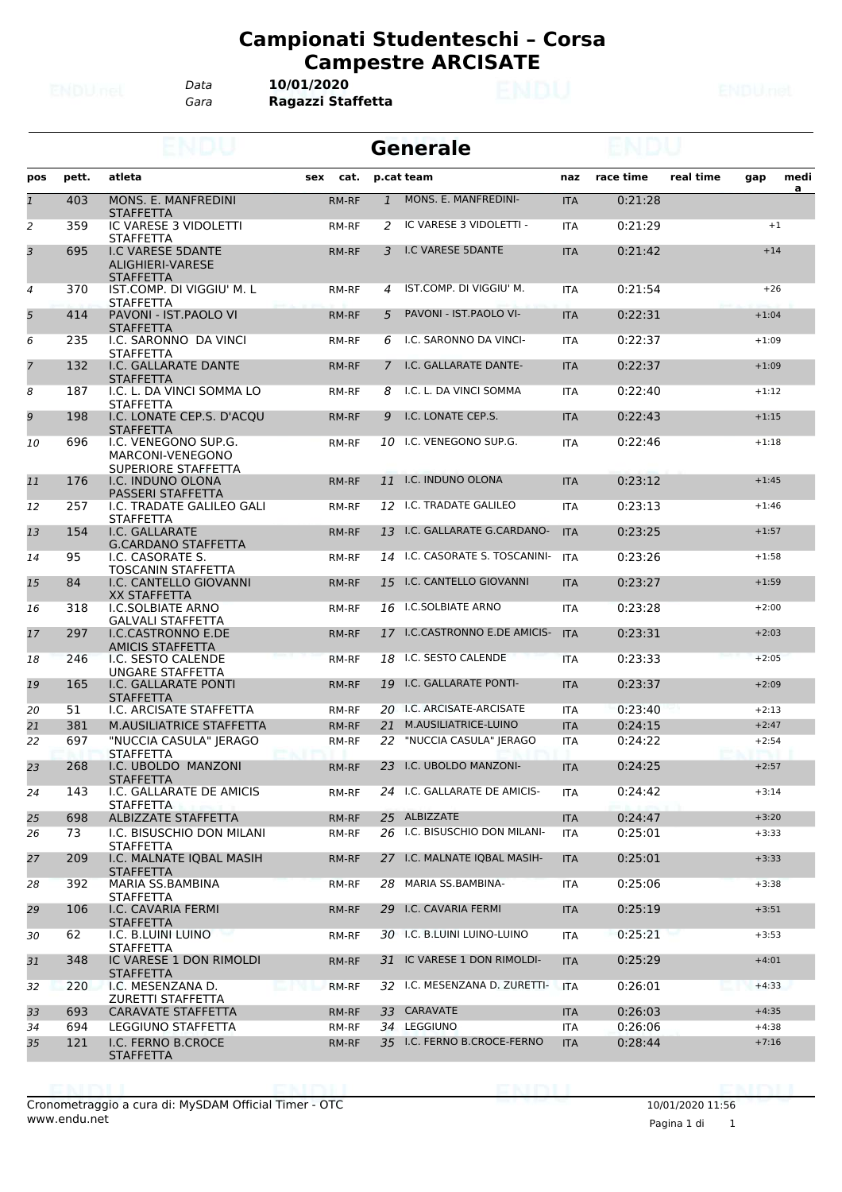# Campionati Studenteschi – Corsa Campestre ARCISATE

Data **10/01/2020**
Gara **Ragazzi Staffetta**

## Generale

| pos | pett. | atleta | sex | cat. | p.cat | team | naz | race time | real time | gap | media |
|---|---|---|---|---|---|---|---|---|---|---|---|
| 1 | 403 | MONS. E. MANFREDINI STAFFETTA | | RM-RF | 1 | MONS. E. MANFREDINI- | ITA | 0:21:28 | | | |
| 2 | 359 | IC VARESE 3 VIDOLETTI STAFFETTA | | RM-RF | 2 | IC VARESE 3 VIDOLETTI - | ITA | 0:21:29 | | +1 | |
| 3 | 695 | I.C VARESE 5DANTE ALIGHIERI-VARESE STAFFETTA | | RM-RF | 3 | I.C VARESE 5DANTE | ITA | 0:21:42 | | +14 | |
| 4 | 370 | IST.COMP. DI VIGGIU' M. L STAFFETTA | | RM-RF | 4 | IST.COMP. DI VIGGIU' M. | ITA | 0:21:54 | | +26 | |
| 5 | 414 | PAVONI - IST.PAOLO VI STAFFETTA | | RM-RF | 5 | PAVONI - IST.PAOLO VI- | ITA | 0:22:31 | | +1:04 | |
| 6 | 235 | I.C. SARONNO DA VINCI STAFFETTA | | RM-RF | 6 | I.C. SARONNO DA VINCI- | ITA | 0:22:37 | | +1:09 | |
| 7 | 132 | I.C. GALLARATE DANTE STAFFETTA | | RM-RF | 7 | I.C. GALLARATE DANTE- | ITA | 0:22:37 | | +1:09 | |
| 8 | 187 | I.C. L. DA VINCI SOMMA LO STAFFETTA | | RM-RF | 8 | I.C. L. DA VINCI SOMMA | ITA | 0:22:40 | | +1:12 | |
| 9 | 198 | I.C. LONATE CEP.S. D'ACQU STAFFETTA | | RM-RF | 9 | I.C. LONATE CEP.S. | ITA | 0:22:43 | | +1:15 | |
| 10 | 696 | I.C. VENEGONO SUP.G. MARCONI-VENEGONO SUPERIORE STAFFETTA | | RM-RF | 10 | I.C. VENEGONO SUP.G. | ITA | 0:22:46 | | +1:18 | |
| 11 | 176 | I.C. INDUNO OLONA PASSERI STAFFETTA | | RM-RF | 11 | I.C. INDUNO OLONA | ITA | 0:23:12 | | +1:45 | |
| 12 | 257 | I.C. TRADATE GALILEO GALI STAFFETTA | | RM-RF | 12 | I.C. TRADATE GALILEO | ITA | 0:23:13 | | +1:46 | |
| 13 | 154 | I.C. GALLARATE G.CARDANO STAFFETTA | | RM-RF | 13 | I.C. GALLARATE G.CARDANO- | ITA | 0:23:25 | | +1:57 | |
| 14 | 95 | I.C. CASORATE S. TOSCANIN STAFFETTA | | RM-RF | 14 | I.C. CASORATE S. TOSCANINI- | ITA | 0:23:26 | | +1:58 | |
| 15 | 84 | I.C. CANTELLO GIOVANNI XX STAFFETTA | | RM-RF | 15 | I.C. CANTELLO GIOVANNI | ITA | 0:23:27 | | +1:59 | |
| 16 | 318 | I.C.SOLBIATE ARNO GALVALI STAFFETTA | | RM-RF | 16 | I.C.SOLBIATE ARNO | ITA | 0:23:28 | | +2:00 | |
| 17 | 297 | I.C.CASTRONNO E.DE AMICIS STAFFETTA | | RM-RF | 17 | I.C.CASTRONNO E.DE AMICIS- | ITA | 0:23:31 | | +2:03 | |
| 18 | 246 | I.C. SESTO CALENDE UNGARE STAFFETTA | | RM-RF | 18 | I.C. SESTO CALENDE | ITA | 0:23:33 | | +2:05 | |
| 19 | 165 | I.C. GALLARATE PONTI STAFFETTA | | RM-RF | 19 | I.C. GALLARATE PONTI- | ITA | 0:23:37 | | +2:09 | |
| 20 | 51 | I.C. ARCISATE STAFFETTA | | RM-RF | 20 | I.C. ARCISATE-ARCISATE | ITA | 0:23:40 | | +2:13 | |
| 21 | 381 | M.AUSILIATRICE STAFFETTA | | RM-RF | 21 | M.AUSILIATRICE-LUINO | ITA | 0:24:15 | | +2:47 | |
| 22 | 697 | "NUCCIA CASULA" JERAGO STAFFETTA | | RM-RF | 22 | "NUCCIA CASULA" JERAGO | ITA | 0:24:22 | | +2:54 | |
| 23 | 268 | I.C. UBOLDO MANZONI STAFFETTA | | RM-RF | 23 | I.C. UBOLDO MANZONI- | ITA | 0:24:25 | | +2:57 | |
| 24 | 143 | I.C. GALLARATE DE AMICIS STAFFETTA | | RM-RF | 24 | I.C. GALLARATE DE AMICIS- | ITA | 0:24:42 | | +3:14 | |
| 25 | 698 | ALBIZZATE STAFFETTA | | RM-RF | 25 | ALBIZZATE | ITA | 0:24:47 | | +3:20 | |
| 26 | 73 | I.C. BISUSCHIO DON MILANI STAFFETTA | | RM-RF | 26 | I.C. BISUSCHIO DON MILANI- | ITA | 0:25:01 | | +3:33 | |
| 27 | 209 | I.C. MALNATE IQBAL MASIH STAFFETTA | | RM-RF | 27 | I.C. MALNATE IQBAL MASIH- | ITA | 0:25:01 | | +3:33 | |
| 28 | 392 | MARIA SS.BAMBINA STAFFETTA | | RM-RF | 28 | MARIA SS.BAMBINA- | ITA | 0:25:06 | | +3:38 | |
| 29 | 106 | I.C. CAVARIA FERMI STAFFETTA | | RM-RF | 29 | I.C. CAVARIA FERMI | ITA | 0:25:19 | | +3:51 | |
| 30 | 62 | I.C. B.LUINI LUINO STAFFETTA | | RM-RF | 30 | I.C. B.LUINI LUINO-LUINO | ITA | 0:25:21 | | +3:53 | |
| 31 | 348 | IC VARESE 1 DON RIMOLDI STAFFETTA | | RM-RF | 31 | IC VARESE 1 DON RIMOLDI- | ITA | 0:25:29 | | +4:01 | |
| 32 | 220 | I.C. MESENZANA D. ZURETTI STAFFETTA | | RM-RF | 32 | I.C. MESENZANA D. ZURETTI- | ITA | 0:26:01 | | +4:33 | |
| 33 | 693 | CARAVATE STAFFETTA | | RM-RF | 33 | CARAVATE | ITA | 0:26:03 | | +4:35 | |
| 34 | 694 | LEGGIUNO STAFFETTA | | RM-RF | 34 | LEGGIUNO | ITA | 0:26:06 | | +4:38 | |
| 35 | 121 | I.C. FERNO B.CROCE STAFFETTA | | RM-RF | 35 | I.C. FERNO B.CROCE-FERNO | ITA | 0:28:44 | | +7:16 | |

Cronometraggio a cura di: MySDAM Official Timer - OTC
www.endu.net

10/01/2020 11:56